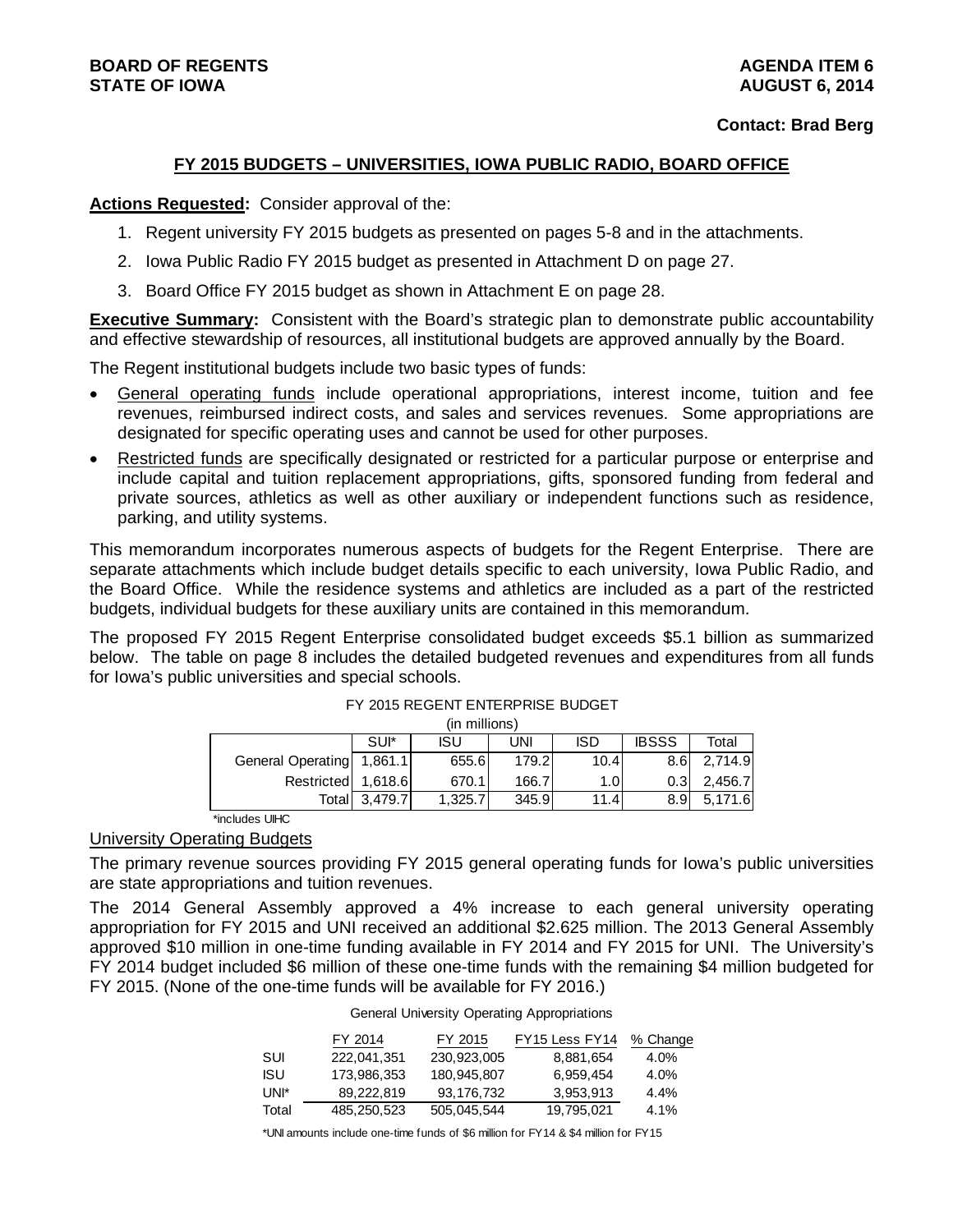**BOARD OF REGENTS**
**STATE OF IOWA**

**AGENDA ITEM 6**
**AUGUST 6, 2014**

**Contact: Brad Berg**

## FY 2015 BUDGETS – UNIVERSITIES, IOWA PUBLIC RADIO, BOARD OFFICE

**Actions Requested:** Consider approval of the:

1. Regent university FY 2015 budgets as presented on pages 5-8 and in the attachments.
2. Iowa Public Radio FY 2015 budget as presented in Attachment D on page 27.
3. Board Office FY 2015 budget as shown in Attachment E on page 28.

**Executive Summary:** Consistent with the Board's strategic plan to demonstrate public accountability and effective stewardship of resources, all institutional budgets are approved annually by the Board.

The Regent institutional budgets include two basic types of funds:

- General operating funds include operational appropriations, interest income, tuition and fee revenues, reimbursed indirect costs, and sales and services revenues. Some appropriations are designated for specific operating uses and cannot be used for other purposes.
- Restricted funds are specifically designated or restricted for a particular purpose or enterprise and include capital and tuition replacement appropriations, gifts, sponsored funding from federal and private sources, athletics as well as other auxiliary or independent functions such as residence, parking, and utility systems.

This memorandum incorporates numerous aspects of budgets for the Regent Enterprise. There are separate attachments which include budget details specific to each university, Iowa Public Radio, and the Board Office. While the residence systems and athletics are included as a part of the restricted budgets, individual budgets for these auxiliary units are contained in this memorandum.

The proposed FY 2015 Regent Enterprise consolidated budget exceeds $5.1 billion as summarized below. The table on page 8 includes the detailed budgeted revenues and expenditures from all funds for Iowa's public universities and special schools.

FY 2015 REGENT ENTERPRISE BUDGET
(in millions)

| | SUI* | ISU | UNI | ISD | IBSSS | Total |
|---|---|---|---|---|---|---|
| General Operating | 1,861.1 | 655.6 | 179.2 | 10.4 | 8.6 | 2,714.9 |
| Restricted | 1,618.6 | 670.1 | 166.7 | 1.0 | 0.3 | 2,456.7 |
| Total | 3,479.7 | 1,325.7 | 345.9 | 11.4 | 8.9 | 5,171.6 |

*includes UIHC

### University Operating Budgets

The primary revenue sources providing FY 2015 general operating funds for Iowa's public universities are state appropriations and tuition revenues.

The 2014 General Assembly approved a 4% increase to each general university operating appropriation for FY 2015 and UNI received an additional $2.625 million. The 2013 General Assembly approved $10 million in one-time funding available in FY 2014 and FY 2015 for UNI. The University's FY 2014 budget included $6 million of these one-time funds with the remaining $4 million budgeted for FY 2015. (None of the one-time funds will be available for FY 2016.)

General University Operating Appropriations

| | FY 2014 | FY 2015 | FY15 Less FY14 | % Change |
|---|---|---|---|---|
| SUI | 222,041,351 | 230,923,005 | 8,881,654 | 4.0% |
| ISU | 173,986,353 | 180,945,807 | 6,959,454 | 4.0% |
| UNI* | 89,222,819 | 93,176,732 | 3,953,913 | 4.4% |
| Total | 485,250,523 | 505,045,544 | 19,795,021 | 4.1% |

*UNI amounts include one-time funds of $6 million for FY14 & $4 million for FY15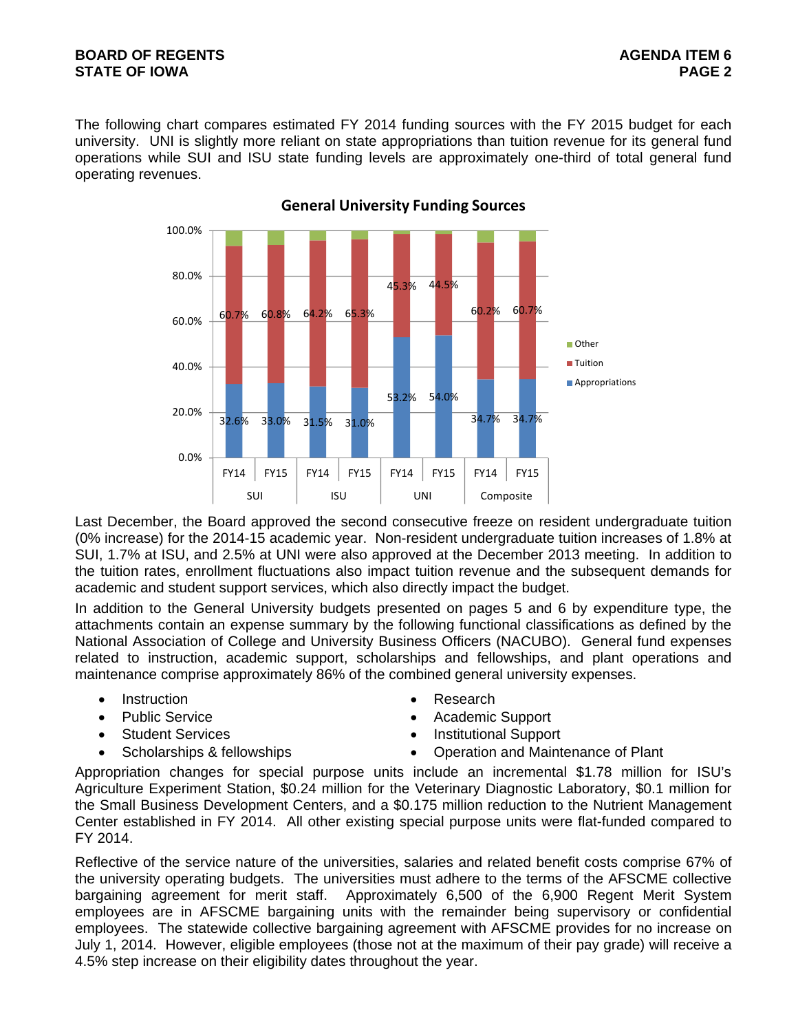The following chart compares estimated FY 2014 funding sources with the FY 2015 budget for each university. UNI is slightly more reliant on state appropriations than tuition revenue for its general fund operations while SUI and ISU state funding levels are approximately one-third of total general fund operating revenues.

**General University Funding Sources**

| | SUI FY14 | SUI FY15 | ISU FY14 | ISU FY15 | UNI FY14 | UNI FY15 | Composite FY14 | Composite FY15 |
|---|---|---|---|---|---|---|---|---|
| Tuition | 60.7% | 60.8% | 64.2% | 65.3% | 45.3% | 44.5% | 60.2% | 60.7% |
| Appropriations | 32.6% | 33.0% | 31.5% | 31.0% | 53.2% | 54.0% | 34.7% | 34.7% |

Last December, the Board approved the second consecutive freeze on resident undergraduate tuition (0% increase) for the 2014-15 academic year. Non-resident undergraduate tuition increases of 1.8% at SUI, 1.7% at ISU, and 2.5% at UNI were also approved at the December 2013 meeting. In addition to the tuition rates, enrollment fluctuations also impact tuition revenue and the subsequent demands for academic and student support services, which also directly impact the budget.

In addition to the General University budgets presented on pages 5 and 6 by expenditure type, the attachments contain an expense summary by the following functional classifications as defined by the National Association of College and University Business Officers (NACUBO). General fund expenses related to instruction, academic support, scholarships and fellowships, and plant operations and maintenance comprise approximately 86% of the combined general university expenses.

- Instruction
- Public Service
- Student Services
- Scholarships & fellowships
- Research
- Academic Support
- Institutional Support
- Operation and Maintenance of Plant

Appropriation changes for special purpose units include an incremental $1.78 million for ISU's Agriculture Experiment Station, $0.24 million for the Veterinary Diagnostic Laboratory, $0.1 million for the Small Business Development Centers, and a $0.175 million reduction to the Nutrient Management Center established in FY 2014. All other existing special purpose units were flat-funded compared to FY 2014.

Reflective of the service nature of the universities, salaries and related benefit costs comprise 67% of the university operating budgets. The universities must adhere to the terms of the AFSCME collective bargaining agreement for merit staff. Approximately 6,500 of the 6,900 Regent Merit System employees are in AFSCME bargaining units with the remainder being supervisory or confidential employees. The statewide collective bargaining agreement with AFSCME provides for no increase on July 1, 2014. However, eligible employees (those not at the maximum of their pay grade) will receive a 4.5% step increase on their eligibility dates throughout the year.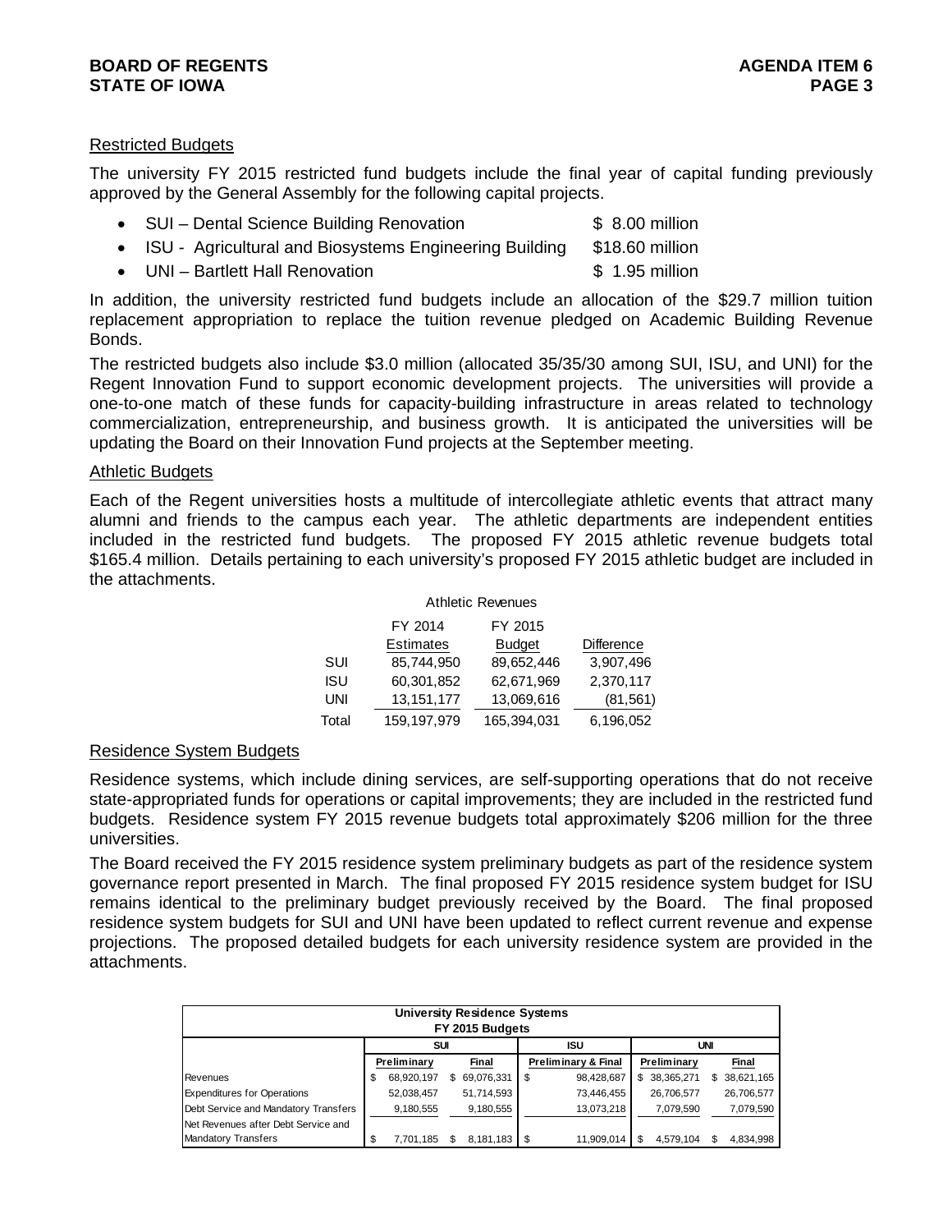## Restricted Budgets

The university FY 2015 restricted fund budgets include the final year of capital funding previously approved by the General Assembly for the following capital projects.

- SUI – Dental Science Building Renovation $ 8.00 million
- ISU - Agricultural and Biosystems Engineering Building $18.60 million
- UNI – Bartlett Hall Renovation $ 1.95 million

In addition, the university restricted fund budgets include an allocation of the $29.7 million tuition replacement appropriation to replace the tuition revenue pledged on Academic Building Revenue Bonds.

The restricted budgets also include $3.0 million (allocated 35/35/30 among SUI, ISU, and UNI) for the Regent Innovation Fund to support economic development projects. The universities will provide a one-to-one match of these funds for capacity-building infrastructure in areas related to technology commercialization, entrepreneurship, and business growth. It is anticipated the universities will be updating the Board on their Innovation Fund projects at the September meeting.

## Athletic Budgets

Each of the Regent universities hosts a multitude of intercollegiate athletic events that attract many alumni and friends to the campus each year. The athletic departments are independent entities included in the restricted fund budgets. The proposed FY 2015 athletic revenue budgets total $165.4 million. Details pertaining to each university's proposed FY 2015 athletic budget are included in the attachments.

Athletic Revenues

| | FY 2014 Estimates | FY 2015 Budget | Difference |
|---|---|---|---|
| SUI | 85,744,950 | 89,652,446 | 3,907,496 |
| ISU | 60,301,852 | 62,671,969 | 2,370,117 |
| UNI | 13,151,177 | 13,069,616 | (81,561) |
| Total | 159,197,979 | 165,394,031 | 6,196,052 |

## Residence System Budgets

Residence systems, which include dining services, are self-supporting operations that do not receive state-appropriated funds for operations or capital improvements; they are included in the restricted fund budgets. Residence system FY 2015 revenue budgets total approximately $206 million for the three universities.

The Board received the FY 2015 residence system preliminary budgets as part of the residence system governance report presented in March. The final proposed FY 2015 residence system budget for ISU remains identical to the preliminary budget previously received by the Board. The final proposed residence system budgets for SUI and UNI have been updated to reflect current revenue and expense projections. The proposed detailed budgets for each university residence system are provided in the attachments.

**University Residence Systems**
**FY 2015 Budgets**

| | SUI | | ISU | UNI | |
|---|---|---|---|---|---|
| | Preliminary | Final | Preliminary & Final | Preliminary | Final |
| Revenues | $ 68,920,197 | $ 69,076,331 | $ 98,428,687 | $ 38,365,271 | $ 38,621,165 |
| Expenditures for Operations | 52,038,457 | 51,714,593 | 73,446,455 | 26,706,577 | 26,706,577 |
| Debt Service and Mandatory Transfers | 9,180,555 | 9,180,555 | 13,073,218 | 7,079,590 | 7,079,590 |
| Net Revenues after Debt Service and Mandatory Transfers | $ 7,701,185 | $ 8,181,183 | $ 11,909,014 | $ 4,579,104 | $ 4,834,998 |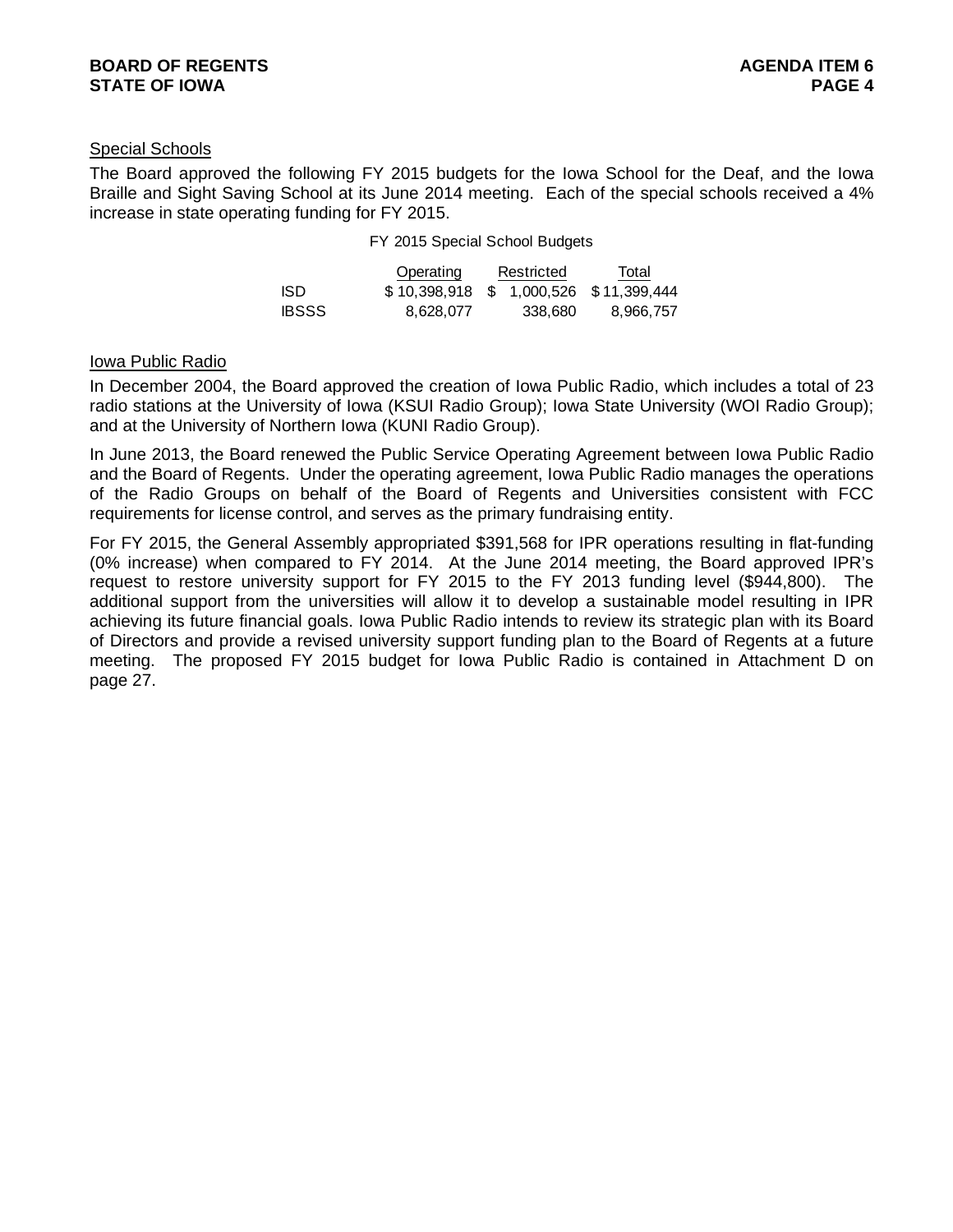### Special Schools

The Board approved the following FY 2015 budgets for the Iowa School for the Deaf, and the Iowa Braille and Sight Saving School at its June 2014 meeting. Each of the special schools received a 4% increase in state operating funding for FY 2015.

FY 2015 Special School Budgets

| | Operating | Restricted | Total |
|---|---|---|---|
| ISD | $ 10,398,918 | $ 1,000,526 | $ 11,399,444 |
| IBSSS | 8,628,077 | 338,680 | 8,966,757 |

### Iowa Public Radio

In December 2004, the Board approved the creation of Iowa Public Radio, which includes a total of 23 radio stations at the University of Iowa (KSUI Radio Group); Iowa State University (WOI Radio Group); and at the University of Northern Iowa (KUNI Radio Group).

In June 2013, the Board renewed the Public Service Operating Agreement between Iowa Public Radio and the Board of Regents. Under the operating agreement, Iowa Public Radio manages the operations of the Radio Groups on behalf of the Board of Regents and Universities consistent with FCC requirements for license control, and serves as the primary fundraising entity.

For FY 2015, the General Assembly appropriated $391,568 for IPR operations resulting in flat-funding (0% increase) when compared to FY 2014. At the June 2014 meeting, the Board approved IPR's request to restore university support for FY 2015 to the FY 2013 funding level ($944,800). The additional support from the universities will allow it to develop a sustainable model resulting in IPR achieving its future financial goals. Iowa Public Radio intends to review its strategic plan with its Board of Directors and provide a revised university support funding plan to the Board of Regents at a future meeting. The proposed FY 2015 budget for Iowa Public Radio is contained in Attachment D on page 27.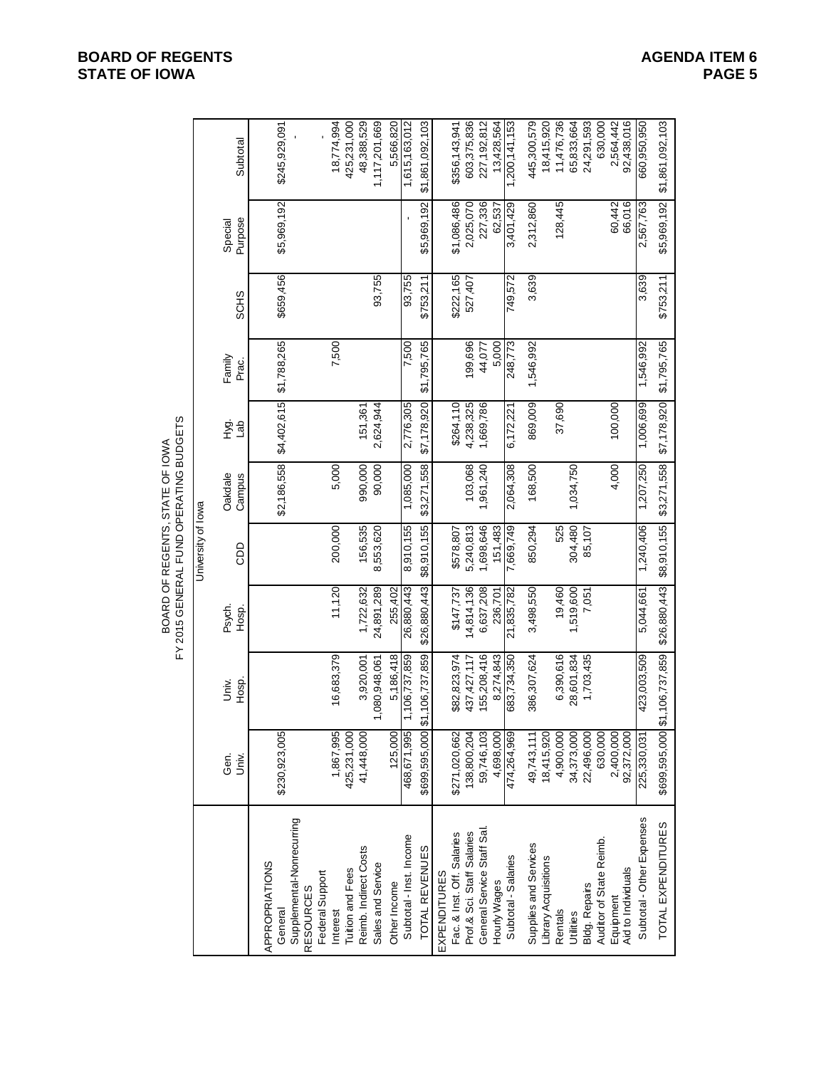BOARD OF REGENTS, STATE OF IOWA
FY 2015 GENERAL FUND OPERATING BUDGETS

| | University of Iowa | | | | | | | | | |
|---|---|---|---|---|---|---|---|---|---|---|
| | Gen. Univ. | Univ. Hosp. | Psych. Hosp. | CDD | Oakdale Campus | Hyg. Lab | Family Prac. | SCHS | Special Purpose | Subtotal |
| APPROPRIATIONS | | | | | | | | | | |
| General | $230,923,005 | | | | $2,186,558 | $4,402,615 | $1,788,265 | $659,456 | $5,969,192 | $245,929,091 |
| Supplemental-Nonrecurring | | | | | | | | | | - |
| RESOURCES | | | | | | | | | | |
| Federal Support | | | | | | | | | | - |
| Interest | 1,867,995 | 16,683,379 | 11,120 | 200,000 | 5,000 | | 7,500 | | | 18,774,994 |
| Tuition and Fees | 425,231,000 | | | | | | | | | 425,231,000 |
| Reimb. Indirect Costs | 41,448,000 | 3,920,001 | 1,722,632 | 156,535 | 990,000 | 151,361 | | | | 48,388,529 |
| Sales and Service | | 1,080,948,061 | 24,891,289 | 8,553,620 | 90,000 | 2,624,944 | | 93,755 | | 1,117,201,669 |
| Other Income | 125,000 | 5,186,418 | 255,402 | | | | | | | 5,566,820 |
| Subtotal - Inst. Income | 468,671,995 | 1,106,737,859 | 26,880,443 | 8,910,155 | 1,085,000 | 2,776,305 | 7,500 | 93,755 | - | 1,615,163,012 |
| TOTAL REVENUES | $699,595,000 | $1,106,737,859 | $26,880,443 | $8,910,155 | $3,271,558 | $7,178,920 | $1,795,765 | $753,211 | $5,969,192 | $1,861,092,103 |
| EXPENDITURES | | | | | | | | | | |
| Fac. & Inst. Off. Salaries | $271,020,662 | $82,823,974 | $147,737 | $578,807 | | $264,110 | | $222,165 | $1,086,486 | $356,143,941 |
| Prof & Sci. Staff Salaries | 138,800,204 | 437,427,117 | 14,814,136 | 5,240,813 | 103,068 | 4,238,325 | 199,696 | 527,407 | 2,025,070 | 603,375,836 |
| General Service Staff Sal. | 59,746,103 | 155,208,416 | 6,637,208 | 1,698,646 | 1,961,240 | 1,669,786 | 44,077 | | 227,336 | 227,192,812 |
| Hourly Wages | 4,698,000 | 8,274,843 | 236,701 | 151,483 | | | 5,000 | | 62,537 | 13,428,564 |
| Subtotal - Salaries | 474,264,969 | 683,734,350 | 21,835,782 | 7,669,749 | 2,064,308 | 6,172,221 | 248,773 | 749,572 | 3,401,429 | 1,200,141,153 |
| Supplies and Services | 49,743,111 | 386,307,624 | 3,498,550 | 850,294 | 168,500 | 869,009 | 1,546,992 | 3,639 | 2,312,860 | 445,300,579 |
| Library Acquisitions | 18,415,920 | | | | | | | | | 18,415,920 |
| Rentals | 4,900,000 | 6,390,616 | 19,460 | 525 | | 37,690 | | | 128,445 | 11,476,736 |
| Utilities | 34,373,000 | 28,601,834 | 1,519,600 | 304,480 | 1,034,750 | | | | | 65,833,664 |
| Bldg. Repairs | 22,496,000 | 1,703,435 | 7,051 | 85,107 | | | | | | 24,291,593 |
| Auditor of State Reimb. | 630,000 | | | | | | | | | 630,000 |
| Equipment | 2,400,000 | | | | 4,000 | 100,000 | | | 60,442 | 2,564,442 |
| Aid to Individuals | 92,372,000 | | | | | | | | 66,016 | 92,438,016 |
| Subtotal - Other Expenses | 225,330,031 | 423,003,509 | 5,044,661 | 1,240,406 | 1,207,250 | 1,006,699 | 1,546,992 | 3,639 | 2,567,763 | 660,950,950 |
| TOTAL EXPENDITURES | $699,595,000 | $1,106,737,859 | $26,880,443 | $8,910,155 | $3,271,558 | $7,178,920 | $1,795,765 | $753,211 | $5,969,192 | $1,861,092,103 |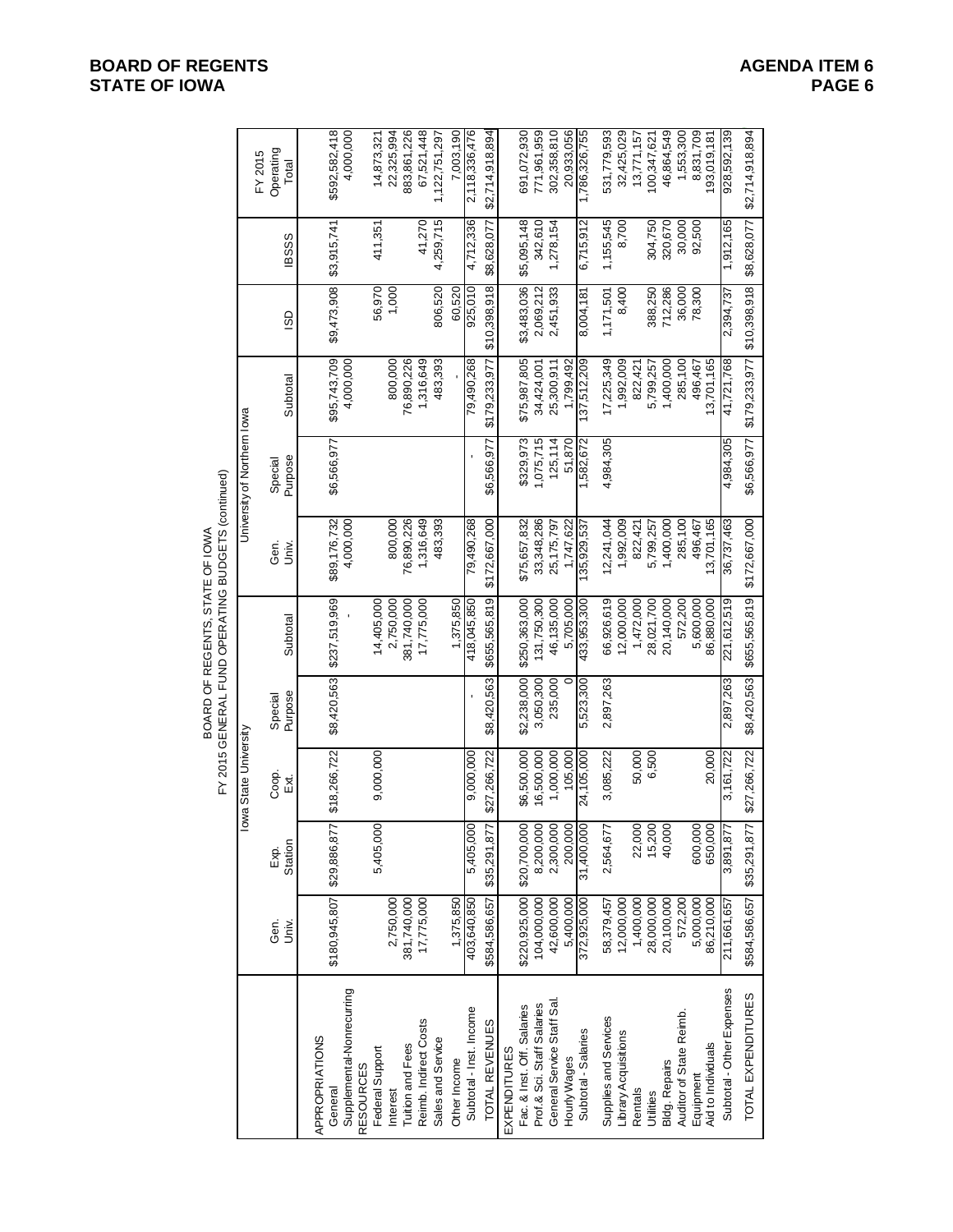BOARD OF REGENTS, STATE OF IOWA
FY 2015 GENERAL FUND OPERATING BUDGETS (continued)

| | Iowa State University | | | | | University of Northern Iowa | | | | | FY 2015 |
|---|---|---|---|---|---|---|---|---|---|---|---|
| | Gen. Univ. | Exp. Station | Coop. Ext. | Special Purpose | Subtotal | Gen. Univ. | Special Purpose | Subtotal | ISD | IBSSS | Operating Total |
| APPROPRIATIONS | | | | | | | | | | | |
| General | $180,945,807 | $29,886,877 | $18,266,722 | $8,420,563 | $237,519,969 | $89,176,732 | $6,566,977 | $95,743,709 | $9,473,908 | $3,915,741 | $592,582,418 |
| Supplemental-Nonrecurring | | | | | - | 4,000,000 | | 4,000,000 | | | 4,000,000 |
| RESOURCES | | | | | | | | | | | |
| Federal Support | | 5,405,000 | 9,000,000 | | 14,405,000 | | | | 56,970 | 411,351 | 14,873,321 |
| Interest | 2,750,000 | | | | 2,750,000 | 800,000 | | 800,000 | 1,000 | | 22,325,994 |
| Tuition and Fees | 381,740,000 | | | | 381,740,000 | 76,890,226 | | 76,890,226 | | | 883,861,226 |
| Reimb. Indirect Costs | 17,775,000 | | | | 17,775,000 | 1,316,649 | | 1,316,649 | | 41,270 | 67,521,448 |
| Sales and Service | | | | | | 483,393 | | 483,393 | 806,520 | 4,259,715 | 1,122,751,297 |
| Other Income | 1,375,850 | | | | 1,375,850 | | | - | 60,520 | | 7,003,190 |
| Subtotal - Inst. Income | 403,640,850 | 5,405,000 | 9,000,000 | - | 418,045,850 | 79,490,268 | - | 79,490,268 | 925,010 | 4,712,336 | 2,118,336,476 |
| TOTAL REVENUES | $584,586,657 | $35,291,877 | $27,266,722 | $8,420,563 | $655,565,819 | $172,667,000 | $6,566,977 | $179,233,977 | $10,398,918 | $8,628,077 | $2,714,918,894 |
| EXPENDITURES | | | | | | | | | | | |
| Fac. & Inst. Off. Salaries | $220,925,000 | $20,700,000 | $6,500,000 | $2,238,000 | $250,363,000 | $75,657,832 | $329,973 | $75,987,805 | $3,483,036 | $5,095,148 | 691,072,930 |
| Prof.& Sci. Staff Salaries | 104,000,000 | 8,200,000 | 16,500,000 | 3,050,300 | 131,750,300 | 33,348,286 | 1,075,715 | 34,424,001 | 2,069,212 | 342,610 | 771,961,959 |
| General Service Staff Sal. | 42,600,000 | 2,300,000 | 1,000,000 | 235,000 | 46,135,000 | 25,175,797 | 125,114 | 25,300,911 | 2,451,933 | 1,278,154 | 302,358,810 |
| Hourly Wages | 5,400,000 | 200,000 | 105,000 | 0 | 5,705,000 | 1,747,622 | 51,870 | 1,799,492 | | | 20,933,056 |
| Subtotal - Salaries | 372,925,000 | 31,400,000 | 24,105,000 | 5,523,300 | 433,953,300 | 135,929,537 | 1,582,672 | 137,512,209 | 8,004,181 | 6,715,912 | 1,786,326,755 |
| Supplies and Services | 58,379,457 | 2,564,677 | 3,085,222 | 2,897,263 | 66,926,619 | 12,241,044 | 4,984,305 | 17,225,349 | 1,171,501 | 1,155,545 | 531,779,593 |
| Library Acquisitions | 12,000,000 | | | | 12,000,000 | 1,992,009 | | 1,992,009 | 8,400 | 8,700 | 32,425,029 |
| Rentals | 1,400,000 | 22,000 | 50,000 | | 1,472,000 | 822,421 | | 822,421 | | | 13,771,157 |
| Utilities | 28,000,000 | 15,200 | 6,500 | | 28,021,700 | 5,799,257 | | 5,799,257 | 388,250 | 304,750 | 100,347,621 |
| Bldg. Repairs | 20,100,000 | 40,000 | | | 20,140,000 | 1,400,000 | | 1,400,000 | 712,286 | 320,670 | 46,864,549 |
| Auditor of State Reimb. | 572,200 | | | | 572,200 | 285,100 | | 285,100 | 36,000 | 30,000 | 1,553,300 |
| Equipment | 5,000,000 | 600,000 | | | 5,600,000 | 496,467 | | 496,467 | 78,300 | 92,500 | 8,831,709 |
| Aid to Individuals | 86,210,000 | 650,000 | 20,000 | | 86,880,000 | 13,701,165 | | 13,701,165 | | | 193,019,181 |
| Subtotal - Other Expenses | 211,661,657 | 3,891,877 | 3,161,722 | 2,897,263 | 221,612,519 | 36,737,463 | 4,984,305 | 41,721,768 | 2,394,737 | 1,912,165 | 928,592,139 |
| TOTAL EXPENDITURES | $584,586,657 | $35,291,877 | $27,266,722 | $8,420,563 | $655,565,819 | $172,667,000 | $6,566,977 | $179,233,977 | $10,398,918 | $8,628,077 | $2,714,918,894 |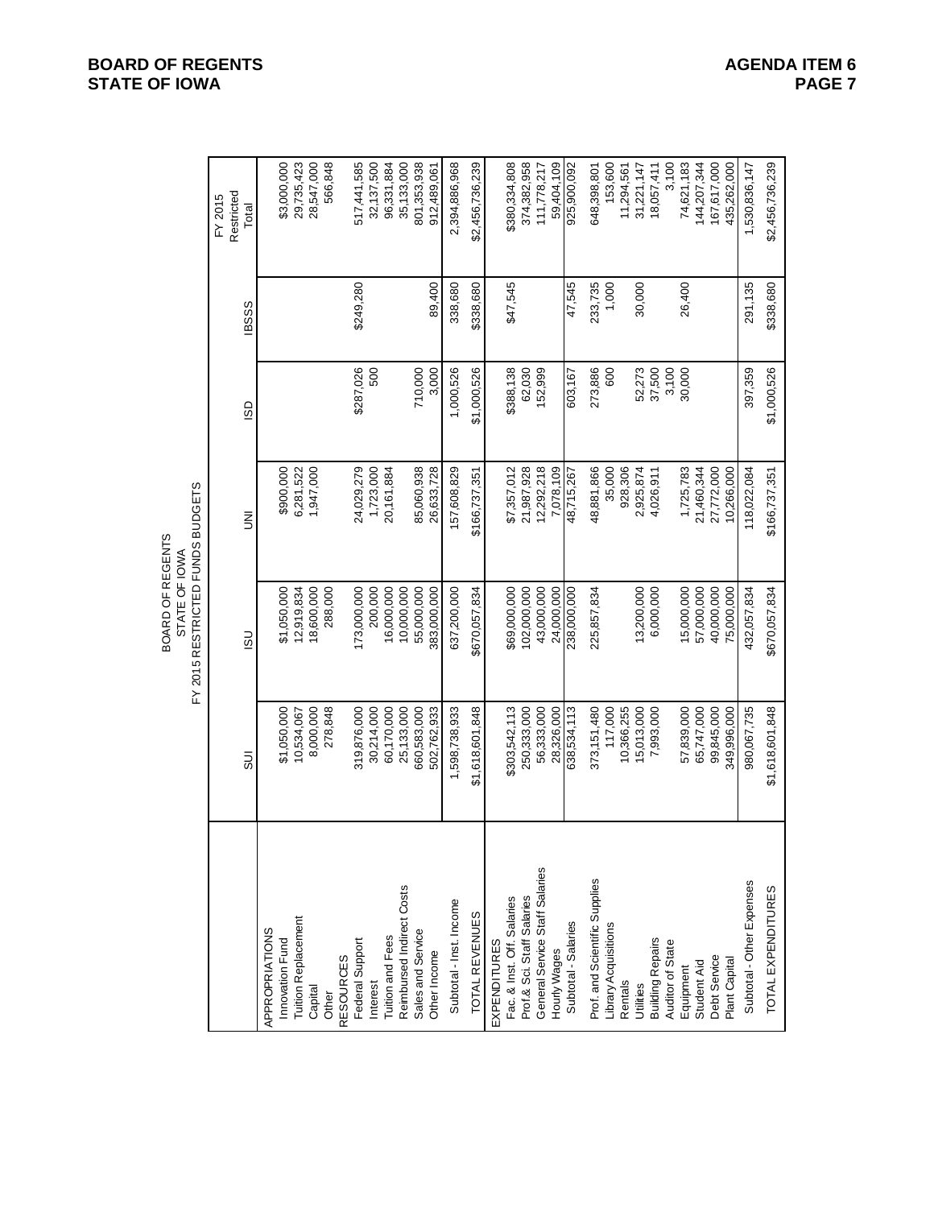BOARD OF REGENTS
STATE OF IOWA
FY 2015 RESTRICTED FUNDS BUDGETS

| | SUI | ISU | UNI | ISD | IBSSS | FY 2015 Restricted Total |
|---|---|---|---|---|---|---|
| APPROPRIATIONS | | | | | | |
| Innovation Fund | $1,050,000 | $1,050,000 | $900,000 | | | $3,000,000 |
| Tuition Replacement | 10,534,067 | 12,919,834 | 6,281,522 | | | 29,735,423 |
| Capital | 8,000,000 | 18,600,000 | 1,947,000 | | | 28,547,000 |
| Other | 278,848 | 288,000 | | | | 566,848 |
| RESOURCES | | | | | | |
| Federal Support | 319,876,000 | 173,000,000 | 24,029,279 | $287,026 | $249,280 | 517,441,585 |
| Interest | 30,214,000 | 200,000 | 1,723,000 | 500 | | 32,137,500 |
| Tuition and Fees | 60,170,000 | 16,000,000 | 20,161,884 | | | 96,331,884 |
| Reimbursed Indirect Costs | 25,133,000 | 10,000,000 | | | | 35,133,000 |
| Sales and Service | 660,583,000 | 55,000,000 | 85,060,938 | 710,000 | | 801,353,938 |
| Other Income | 502,762,933 | 383,000,000 | 26,633,728 | 3,000 | 89,400 | 912,489,061 |
| Subtotal - Inst. Income | 1,598,738,933 | 637,200,000 | 157,608,829 | 1,000,526 | 338,680 | 2,394,886,968 |
| TOTAL REVENUES | $1,618,601,848 | $670,057,834 | $166,737,351 | $1,000,526 | $338,680 | $2,456,736,239 |
| EXPENDITURES | | | | | | |
| Fac. & Inst. Off. Salaries | $303,542,113 | $69,000,000 | $7,357,012 | $388,138 | $47,545 | $380,334,808 |
| Prof.& Sci. Staff Salaries | 250,333,000 | 102,000,000 | 21,987,928 | 62,030 | | 374,382,958 |
| General Service Staff Salaries | 56,333,000 | 43,000,000 | 12,292,218 | 152,999 | | 111,778,217 |
| Hourly Wages | 28,326,000 | 24,000,000 | 7,078,109 | | | 59,404,109 |
| Subtotal - Salaries | 638,534,113 | 238,000,000 | 48,715,267 | 603,167 | 47,545 | 925,900,092 |
| Prof. and Scientific Supplies | 373,151,480 | 225,857,834 | 48,881,866 | 273,886 | 233,735 | 648,398,801 |
| Library Acquisitions | 117,000 | | 35,000 | 600 | 1,000 | 153,600 |
| Rentals | 10,366,255 | | 928,306 | | | 11,294,561 |
| Utilities | 15,013,000 | 13,200,000 | 2,925,874 | 52,273 | 30,000 | 31,221,147 |
| Building Repairs | 7,993,000 | 6,000,000 | 4,026,911 | 37,500 | | 18,057,411 |
| Auditor of State | | | | 3,100 | | 3,100 |
| Equipment | 57,839,000 | 15,000,000 | 1,725,783 | 30,000 | 26,400 | 74,621,183 |
| Student Aid | 65,747,000 | 57,000,000 | 21,460,344 | | | 144,207,344 |
| Debt Service | 99,845,000 | 40,000,000 | 27,772,000 | | | 167,617,000 |
| Plant Capital | 349,996,000 | 75,000,000 | 10,266,000 | | | 435,262,000 |
| Subtotal - Other Expenses | 980,067,735 | 432,057,834 | 118,022,084 | 397,359 | 291,135 | 1,530,836,147 |
| TOTAL EXPENDITURES | $1,618,601,848 | $670,057,834 | $166,737,351 | $1,000,526 | $338,680 | $2,456,736,239 |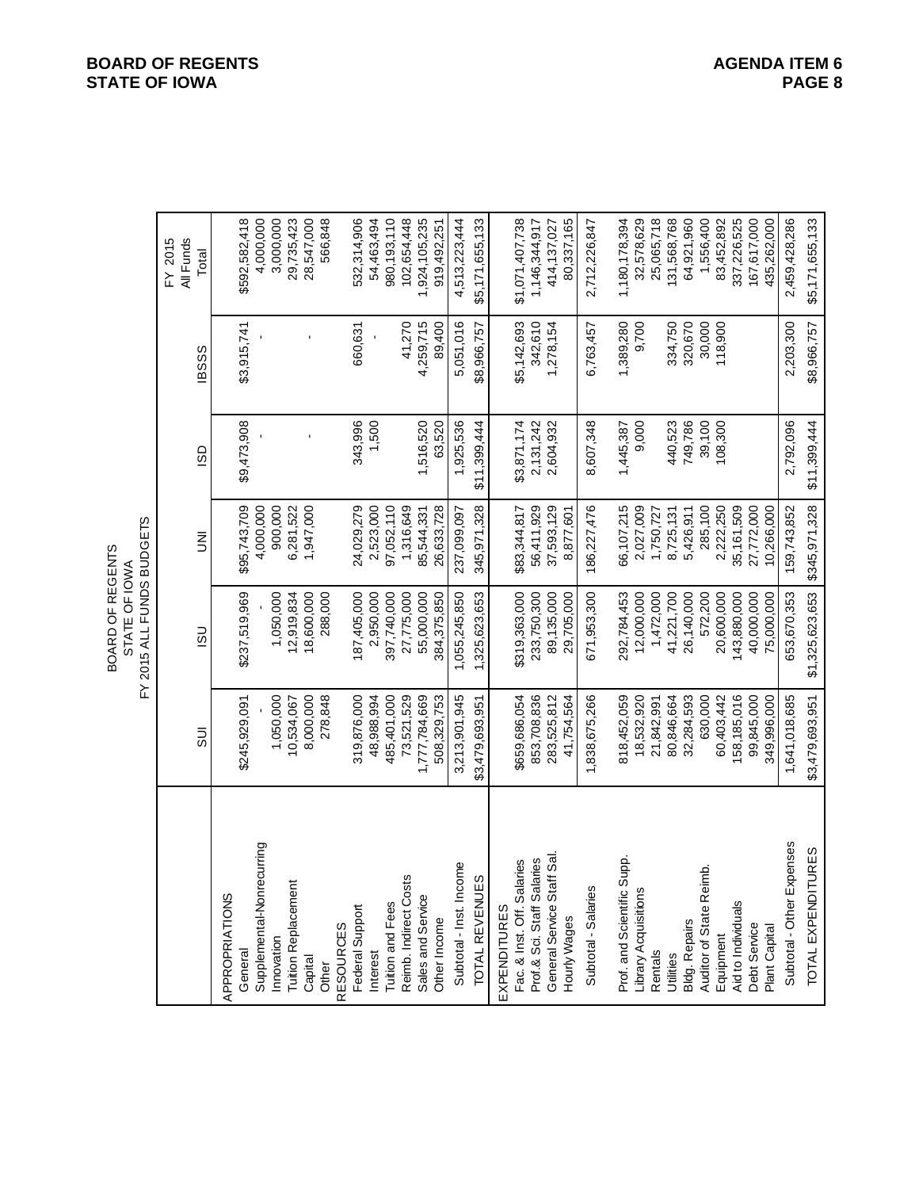BOARD OF REGENTS
STATE OF IOWA
FY 2015 ALL FUNDS BUDGETS

| | SUI | ISU | UNI | ISD | IBSSS | FY 2015 All Funds Total |
|---|---|---|---|---|---|---|
| APPROPRIATIONS | | | | | | |
| General | $245,929,091 | $237,519,969 | $95,743,709 | $9,473,908 | $3,915,741 | $592,582,418 |
| Supplemental-Nonrecurring | - | - | 4,000,000 | - | - | 4,000,000 |
| Innovation | 1,050,000 | 1,050,000 | 900,000 | | | 3,000,000 |
| Tuition Replacement | 10,534,067 | 12,919,834 | 6,281,522 | | | 29,735,423 |
| Capital | 8,000,000 | 18,600,000 | 1,947,000 | - | - | 28,547,000 |
| Other | 278,848 | 288,000 | | | | 566,848 |
| RESOURCES | | | | | | |
| Federal Support | 319,876,000 | 187,405,000 | 24,029,279 | 343,996 | 660,631 | 532,314,906 |
| Interest | 48,988,994 | 2,950,000 | 2,523,000 | 1,500 | - | 54,463,494 |
| Tuition and Fees | 485,401,000 | 397,740,000 | 97,052,110 | | | 980,193,110 |
| Reimb. Indirect Costs | 73,521,529 | 27,775,000 | 1,316,649 | | 41,270 | 102,654,448 |
| Sales and Service | 1,777,784,669 | 55,000,000 | 85,544,331 | 1,516,520 | 4,259,715 | 1,924,105,235 |
| Other Income | 508,329,753 | 384,375,850 | 26,633,728 | 63,520 | 89,400 | 919,492,251 |
| Subtotal - Inst. Income | 3,213,901,945 | 1,055,245,850 | 237,099,097 | 1,925,536 | 5,051,016 | 4,513,223,444 |
| TOTAL REVENUES | $3,479,693,951 | 1,325,623,653 | 345,971,328 | $11,399,444 | $8,966,757 | $5,171,655,133 |
| EXPENDITURES | | | | | | |
| Fac. & Inst. Off. Salaries | $659,686,054 | $319,363,000 | $83,344,817 | $3,871,174 | $5,142,693 | $1,071,407,738 |
| Prof.& Sci. Staff Salaries | 853,708,836 | 233,750,300 | 56,411,929 | 2,131,242 | 342,610 | 1,146,344,917 |
| General Service Staff Sal. | 283,525,812 | 89,135,000 | 37,593,129 | 2,604,932 | 1,278,154 | 414,137,027 |
| Hourly Wages | 41,754,564 | 29,705,000 | 8,877,601 | | | 80,337,165 |
| Subtotal - Salaries | 1,838,675,266 | 671,953,300 | 186,227,476 | 8,607,348 | 6,763,457 | 2,712,226,847 |
| Prof. and Scientific Supp. | 818,452,059 | 292,784,453 | 66,107,215 | 1,445,387 | 1,389,280 | 1,180,178,394 |
| Library Acquisitions | 18,532,920 | 12,000,000 | 2,027,009 | 9,000 | 9,700 | 32,578,629 |
| Rentals | 21,842,991 | 1,472,000 | 1,750,727 | | | 25,065,718 |
| Utilities | 80,846,664 | 41,221,700 | 8,725,131 | 440,523 | 334,750 | 131,568,768 |
| Bldg. Repairs | 32,284,593 | 26,140,000 | 5,426,911 | 749,786 | 320,670 | 64,921,960 |
| Auditor of State Reimb. | 630,000 | 572,200 | 285,100 | 39,100 | 30,000 | 1,556,400 |
| Equipment | 60,403,442 | 20,600,000 | 2,222,250 | 108,300 | 118,900 | 83,452,892 |
| Aid to Individuals | 158,185,016 | 143,880,000 | 35,161,509 | | | 337,226,525 |
| Debt Service | 99,845,000 | 40,000,000 | 27,772,000 | | | 167,617,000 |
| Plant Capital | 349,996,000 | 75,000,000 | 10,266,000 | | | 435,262,000 |
| Subtotal - Other Expenses | 1,641,018,685 | 653,670,353 | 159,743,852 | 2,792,096 | 2,203,300 | 2,459,428,286 |
| TOTAL EXPENDITURES | $3,479,693,951 | $1,325,623,653 | $345,971,328 | $11,399,444 | $8,966,757 | $5,171,655,133 |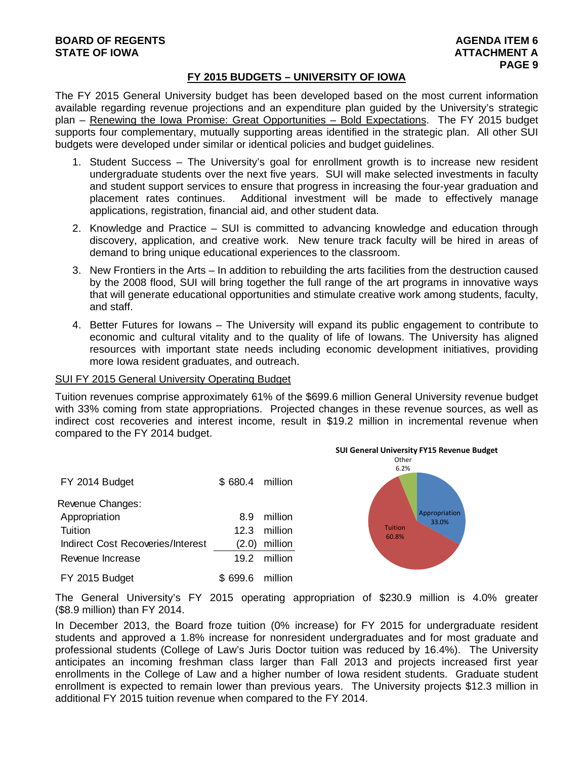## FY 2015 BUDGETS – UNIVERSITY OF IOWA

The FY 2015 General University budget has been developed based on the most current information available regarding revenue projections and an expenditure plan guided by the University's strategic plan – Renewing the Iowa Promise: Great Opportunities – Bold Expectations. The FY 2015 budget supports four complementary, mutually supporting areas identified in the strategic plan. All other SUI budgets were developed under similar or identical policies and budget guidelines.

1. Student Success – The University's goal for enrollment growth is to increase new resident undergraduate students over the next five years. SUI will make selected investments in faculty and student support services to ensure that progress in increasing the four-year graduation and placement rates continues. Additional investment will be made to effectively manage applications, registration, financial aid, and other student data.

2. Knowledge and Practice – SUI is committed to advancing knowledge and education through discovery, application, and creative work. New tenure track faculty will be hired in areas of demand to bring unique educational experiences to the classroom.

3. New Frontiers in the Arts – In addition to rebuilding the arts facilities from the destruction caused by the 2008 flood, SUI will bring together the full range of the art programs in innovative ways that will generate educational opportunities and stimulate creative work among students, faculty, and staff.

4. Better Futures for Iowans – The University will expand its public engagement to contribute to economic and cultural vitality and to the quality of life of Iowans. The University has aligned resources with important state needs including economic development initiatives, providing more Iowa resident graduates, and outreach.

### SUI FY 2015 General University Operating Budget

Tuition revenues comprise approximately 61% of the $699.6 million General University revenue budget with 33% coming from state appropriations. Projected changes in these revenue sources, as well as indirect cost recoveries and interest income, result in $19.2 million in incremental revenue when compared to the FY 2014 budget.

| | | |
|---|---|---|
| FY 2014 Budget | $ 680.4 | million |
| Revenue Changes: | | |
| Appropriation | 8.9 | million |
| Tuition | 12.3 | million |
| Indirect Cost Recoveries/Interest | (2.0) | million |
| Revenue Increase | 19.2 | million |
| FY 2015 Budget | $ 699.6 | million |

**SUI General University FY15 Revenue Budget**

| Source | Share |
|---|---|
| Appropriation | 33.0% |
| Tuition | 60.8% |
| Other | 6.2% |

The General University's FY 2015 operating appropriation of $230.9 million is 4.0% greater ($8.9 million) than FY 2014.

In December 2013, the Board froze tuition (0% increase) for FY 2015 for undergraduate resident students and approved a 1.8% increase for nonresident undergraduates and for most graduate and professional students (College of Law's Juris Doctor tuition was reduced by 16.4%). The University anticipates an incoming freshman class larger than Fall 2013 and projects increased first year enrollments in the College of Law and a higher number of Iowa resident students. Graduate student enrollment is expected to remain lower than previous years. The University projects $12.3 million in additional FY 2015 tuition revenue when compared to the FY 2014.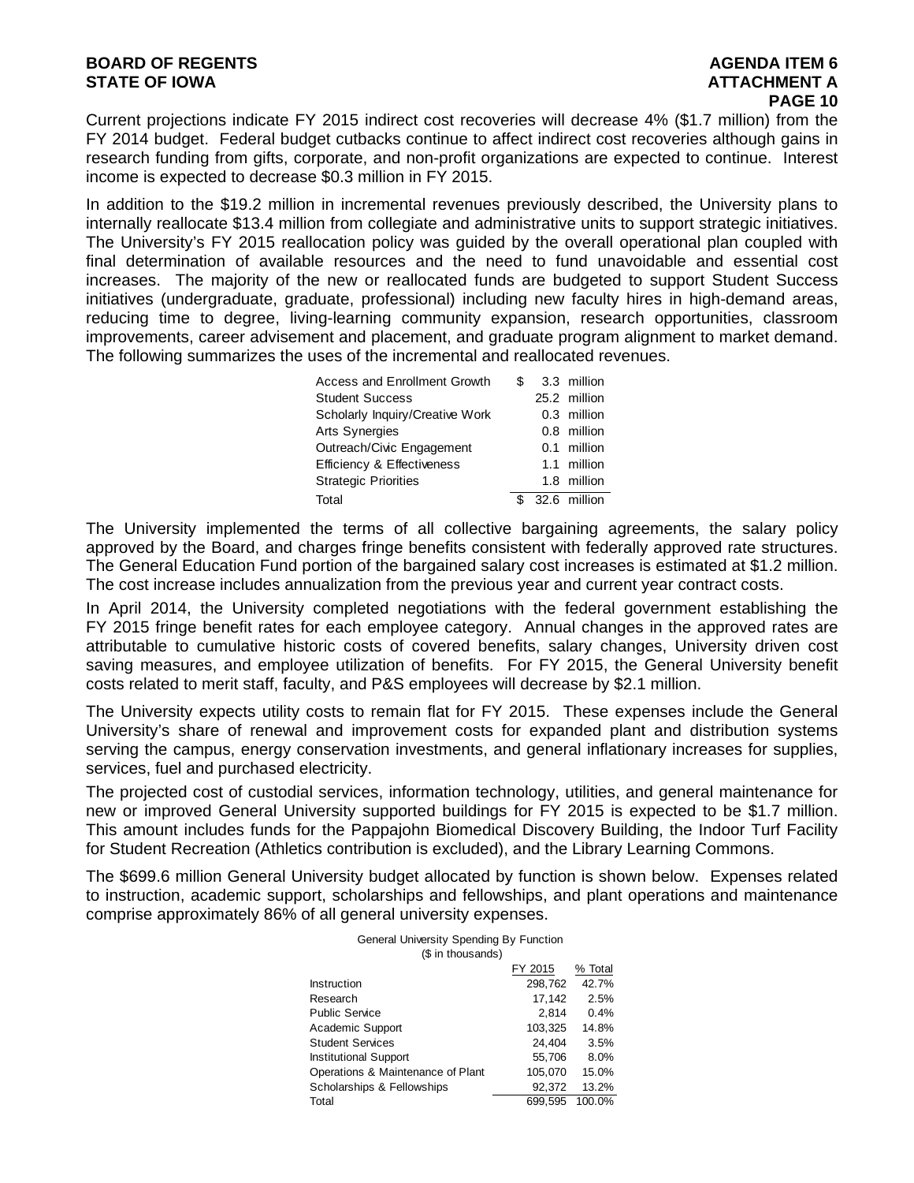Current projections indicate FY 2015 indirect cost recoveries will decrease 4% ($1.7 million) from the FY 2014 budget. Federal budget cutbacks continue to affect indirect cost recoveries although gains in research funding from gifts, corporate, and non-profit organizations are expected to continue. Interest income is expected to decrease $0.3 million in FY 2015.

In addition to the $19.2 million in incremental revenues previously described, the University plans to internally reallocate $13.4 million from collegiate and administrative units to support strategic initiatives. The University's FY 2015 reallocation policy was guided by the overall operational plan coupled with final determination of available resources and the need to fund unavoidable and essential cost increases. The majority of the new or reallocated funds are budgeted to support Student Success initiatives (undergraduate, graduate, professional) including new faculty hires in high-demand areas, reducing time to degree, living-learning community expansion, research opportunities, classroom improvements, career advisement and placement, and graduate program alignment to market demand. The following summarizes the uses of the incremental and reallocated revenues.

| | |
|---|---|
| Access and Enrollment Growth | $ 3.3 million |
| Student Success | 25.2 million |
| Scholarly Inquiry/Creative Work | 0.3 million |
| Arts Synergies | 0.8 million |
| Outreach/Civic Engagement | 0.1 million |
| Efficiency & Effectiveness | 1.1 million |
| Strategic Priorities | 1.8 million |
| Total | $ 32.6 million |

The University implemented the terms of all collective bargaining agreements, the salary policy approved by the Board, and charges fringe benefits consistent with federally approved rate structures. The General Education Fund portion of the bargained salary cost increases is estimated at $1.2 million. The cost increase includes annualization from the previous year and current year contract costs.

In April 2014, the University completed negotiations with the federal government establishing the FY 2015 fringe benefit rates for each employee category. Annual changes in the approved rates are attributable to cumulative historic costs of covered benefits, salary changes, University driven cost saving measures, and employee utilization of benefits. For FY 2015, the General University benefit costs related to merit staff, faculty, and P&S employees will decrease by $2.1 million.

The University expects utility costs to remain flat for FY 2015. These expenses include the General University's share of renewal and improvement costs for expanded plant and distribution systems serving the campus, energy conservation investments, and general inflationary increases for supplies, services, fuel and purchased electricity.

The projected cost of custodial services, information technology, utilities, and general maintenance for new or improved General University supported buildings for FY 2015 is expected to be $1.7 million. This amount includes funds for the Pappajohn Biomedical Discovery Building, the Indoor Turf Facility for Student Recreation (Athletics contribution is excluded), and the Library Learning Commons.

The $699.6 million General University budget allocated by function is shown below. Expenses related to instruction, academic support, scholarships and fellowships, and plant operations and maintenance comprise approximately 86% of all general university expenses.

General University Spending By Function
($ in thousands)

| | FY 2015 | % Total |
|---|---|---|
| Instruction | 298,762 | 42.7% |
| Research | 17,142 | 2.5% |
| Public Service | 2,814 | 0.4% |
| Academic Support | 103,325 | 14.8% |
| Student Services | 24,404 | 3.5% |
| Institutional Support | 55,706 | 8.0% |
| Operations & Maintenance of Plant | 105,070 | 15.0% |
| Scholarships & Fellowships | 92,372 | 13.2% |
| Total | 699,595 | 100.0% |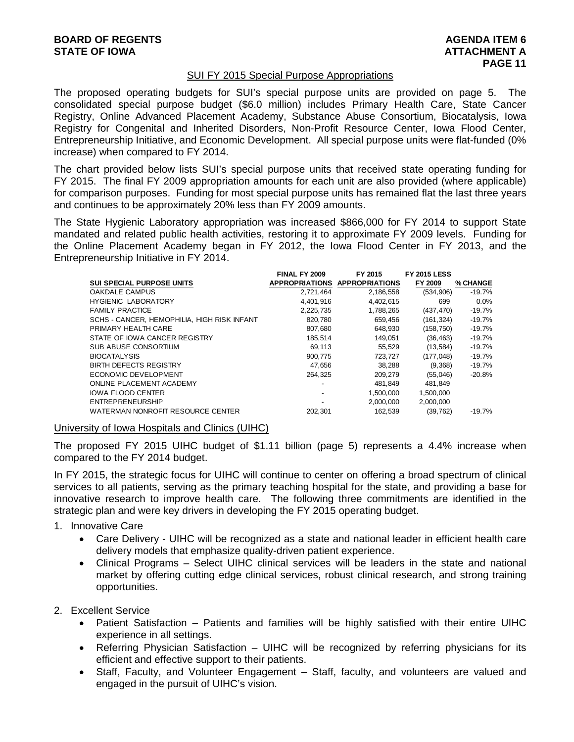## SUI FY 2015 Special Purpose Appropriations

The proposed operating budgets for SUI's special purpose units are provided on page 5. The consolidated special purpose budget ($6.0 million) includes Primary Health Care, State Cancer Registry, Online Advanced Placement Academy, Substance Abuse Consortium, Biocatalysis, Iowa Registry for Congenital and Inherited Disorders, Non-Profit Resource Center, Iowa Flood Center, Entrepreneurship Initiative, and Economic Development. All special purpose units were flat-funded (0% increase) when compared to FY 2014.

The chart provided below lists SUI's special purpose units that received state operating funding for FY 2015. The final FY 2009 appropriation amounts for each unit are also provided (where applicable) for comparison purposes. Funding for most special purpose units has remained flat the last three years and continues to be approximately 20% less than FY 2009 amounts.

The State Hygienic Laboratory appropriation was increased $866,000 for FY 2014 to support State mandated and related public health activities, restoring it to approximate FY 2009 levels. Funding for the Online Placement Academy began in FY 2012, the Iowa Flood Center in FY 2013, and the Entrepreneurship Initiative in FY 2014.

| SUI SPECIAL PURPOSE UNITS | FINAL FY 2009 APPROPRIATIONS | FY 2015 APPROPRIATIONS | FY 2015 LESS FY 2009 | % CHANGE |
|---|---|---|---|---|
| OAKDALE CAMPUS | 2,721,464 | 2,186,558 | (534,906) | -19.7% |
| HYGIENIC LABORATORY | 4,401,916 | 4,402,615 | 699 | 0.0% |
| FAMILY PRACTICE | 2,225,735 | 1,788,265 | (437,470) | -19.7% |
| SCHS - CANCER, HEMOPHILIA, HIGH RISK INFANT | 820,780 | 659,456 | (161,324) | -19.7% |
| PRIMARY HEALTH CARE | 807,680 | 648,930 | (158,750) | -19.7% |
| STATE OF IOWA CANCER REGISTRY | 185,514 | 149,051 | (36,463) | -19.7% |
| SUB ABUSE CONSORTIUM | 69,113 | 55,529 | (13,584) | -19.7% |
| BIOCATALYSIS | 900,775 | 723,727 | (177,048) | -19.7% |
| BIRTH DEFECTS REGISTRY | 47,656 | 38,288 | (9,368) | -19.7% |
| ECONOMIC DEVELOPMENT | 264,325 | 209,279 | (55,046) | -20.8% |
| ONLINE PLACEMENT ACADEMY | - | 481,849 | 481,849 | |
| IOWA FLOOD CENTER | - | 1,500,000 | 1,500,000 | |
| ENTREPRENEURSHIP | - | 2,000,000 | 2,000,000 | |
| WATERMAN NONROFIT RESOURCE CENTER | 202,301 | 162,539 | (39,762) | -19.7% |

## University of Iowa Hospitals and Clinics (UIHC)

The proposed FY 2015 UIHC budget of $1.11 billion (page 5) represents a 4.4% increase when compared to the FY 2014 budget.

In FY 2015, the strategic focus for UIHC will continue to center on offering a broad spectrum of clinical services to all patients, serving as the primary teaching hospital for the state, and providing a base for innovative research to improve health care. The following three commitments are identified in the strategic plan and were key drivers in developing the FY 2015 operating budget.

1. Innovative Care
   - Care Delivery - UIHC will be recognized as a state and national leader in efficient health care delivery models that emphasize quality-driven patient experience.
   - Clinical Programs – Select UIHC clinical services will be leaders in the state and national market by offering cutting edge clinical services, robust clinical research, and strong training opportunities.

2. Excellent Service
   - Patient Satisfaction – Patients and families will be highly satisfied with their entire UIHC experience in all settings.
   - Referring Physician Satisfaction – UIHC will be recognized by referring physicians for its efficient and effective support to their patients.
   - Staff, Faculty, and Volunteer Engagement – Staff, faculty, and volunteers are valued and engaged in the pursuit of UIHC's vision.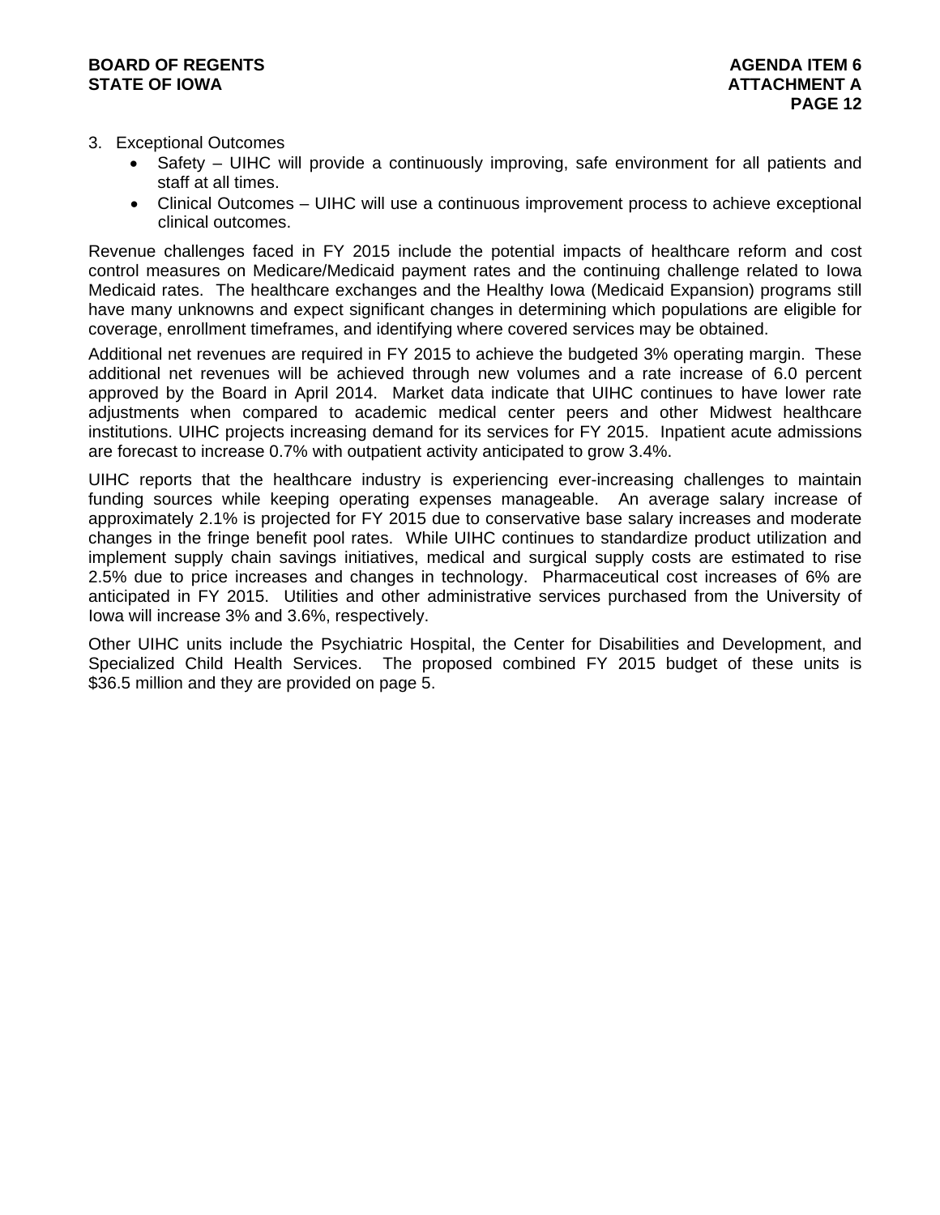3. Exceptional Outcomes
    - Safety – UIHC will provide a continuously improving, safe environment for all patients and staff at all times.
    - Clinical Outcomes – UIHC will use a continuous improvement process to achieve exceptional clinical outcomes.

Revenue challenges faced in FY 2015 include the potential impacts of healthcare reform and cost control measures on Medicare/Medicaid payment rates and the continuing challenge related to Iowa Medicaid rates. The healthcare exchanges and the Healthy Iowa (Medicaid Expansion) programs still have many unknowns and expect significant changes in determining which populations are eligible for coverage, enrollment timeframes, and identifying where covered services may be obtained.

Additional net revenues are required in FY 2015 to achieve the budgeted 3% operating margin. These additional net revenues will be achieved through new volumes and a rate increase of 6.0 percent approved by the Board in April 2014. Market data indicate that UIHC continues to have lower rate adjustments when compared to academic medical center peers and other Midwest healthcare institutions. UIHC projects increasing demand for its services for FY 2015. Inpatient acute admissions are forecast to increase 0.7% with outpatient activity anticipated to grow 3.4%.

UIHC reports that the healthcare industry is experiencing ever-increasing challenges to maintain funding sources while keeping operating expenses manageable. An average salary increase of approximately 2.1% is projected for FY 2015 due to conservative base salary increases and moderate changes in the fringe benefit pool rates. While UIHC continues to standardize product utilization and implement supply chain savings initiatives, medical and surgical supply costs are estimated to rise 2.5% due to price increases and changes in technology. Pharmaceutical cost increases of 6% are anticipated in FY 2015. Utilities and other administrative services purchased from the University of Iowa will increase 3% and 3.6%, respectively.

Other UIHC units include the Psychiatric Hospital, the Center for Disabilities and Development, and Specialized Child Health Services. The proposed combined FY 2015 budget of these units is $36.5 million and they are provided on page 5.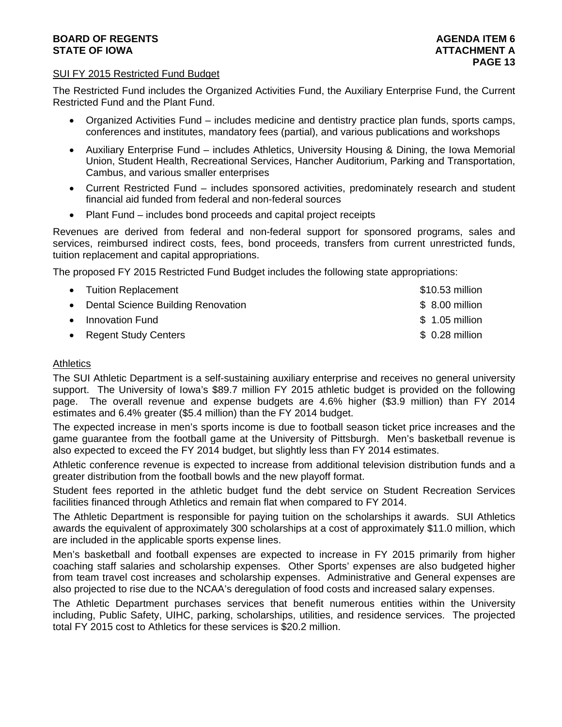## SUI FY 2015 Restricted Fund Budget

The Restricted Fund includes the Organized Activities Fund, the Auxiliary Enterprise Fund, the Current Restricted Fund and the Plant Fund.

- Organized Activities Fund – includes medicine and dentistry practice plan funds, sports camps, conferences and institutes, mandatory fees (partial), and various publications and workshops
- Auxiliary Enterprise Fund – includes Athletics, University Housing & Dining, the Iowa Memorial Union, Student Health, Recreational Services, Hancher Auditorium, Parking and Transportation, Cambus, and various smaller enterprises
- Current Restricted Fund – includes sponsored activities, predominately research and student financial aid funded from federal and non-federal sources
- Plant Fund – includes bond proceeds and capital project receipts

Revenues are derived from federal and non-federal support for sponsored programs, sales and services, reimbursed indirect costs, fees, bond proceeds, transfers from current unrestricted funds, tuition replacement and capital appropriations.

The proposed FY 2015 Restricted Fund Budget includes the following state appropriations:

- Tuition Replacement — $10.53 million
- Dental Science Building Renovation — $ 8.00 million
- Innovation Fund — $ 1.05 million
- Regent Study Centers — $ 0.28 million

## Athletics

The SUI Athletic Department is a self-sustaining auxiliary enterprise and receives no general university support. The University of Iowa's $89.7 million FY 2015 athletic budget is provided on the following page. The overall revenue and expense budgets are 4.6% higher ($3.9 million) than FY 2014 estimates and 6.4% greater ($5.4 million) than the FY 2014 budget.

The expected increase in men's sports income is due to football season ticket price increases and the game guarantee from the football game at the University of Pittsburgh. Men's basketball revenue is also expected to exceed the FY 2014 budget, but slightly less than FY 2014 estimates.

Athletic conference revenue is expected to increase from additional television distribution funds and a greater distribution from the football bowls and the new playoff format.

Student fees reported in the athletic budget fund the debt service on Student Recreation Services facilities financed through Athletics and remain flat when compared to FY 2014.

The Athletic Department is responsible for paying tuition on the scholarships it awards. SUI Athletics awards the equivalent of approximately 300 scholarships at a cost of approximately $11.0 million, which are included in the applicable sports expense lines.

Men's basketball and football expenses are expected to increase in FY 2015 primarily from higher coaching staff salaries and scholarship expenses. Other Sports' expenses are also budgeted higher from team travel cost increases and scholarship expenses. Administrative and General expenses are also projected to rise due to the NCAA's deregulation of food costs and increased salary expenses.

The Athletic Department purchases services that benefit numerous entities within the University including, Public Safety, UIHC, parking, scholarships, utilities, and residence services. The projected total FY 2015 cost to Athletics for these services is $20.2 million.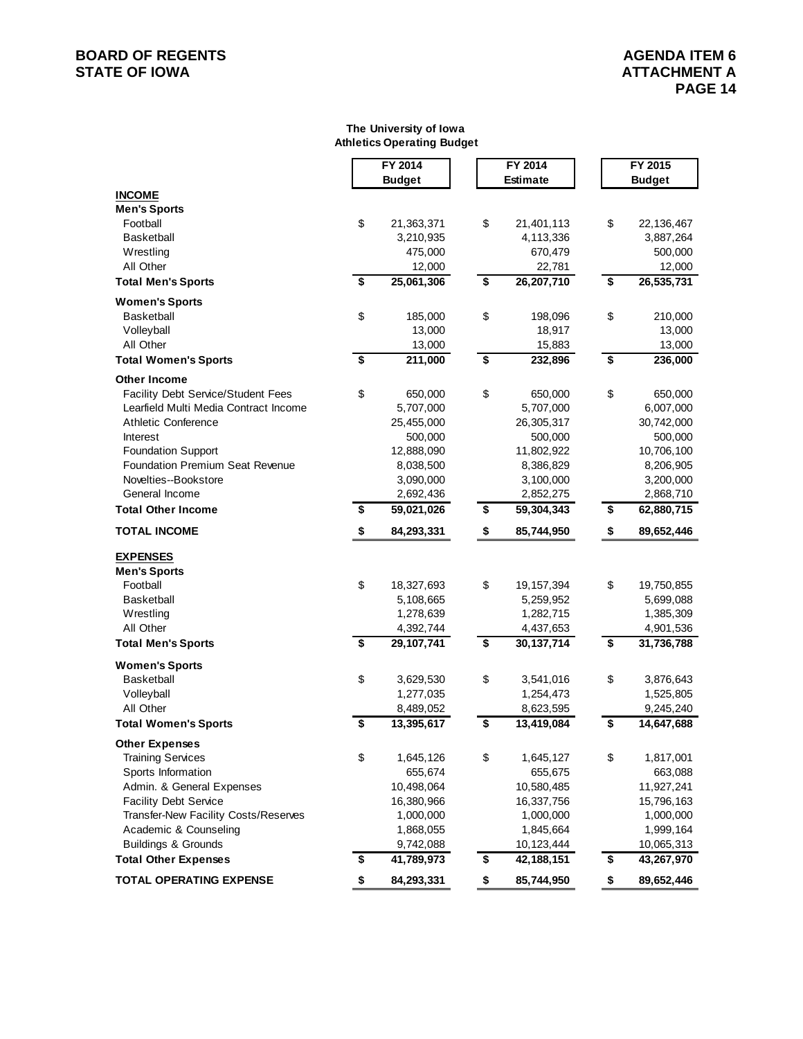**The University of Iowa**
**Athletics Operating Budget**

| | FY 2014 Budget | FY 2014 Estimate | FY 2015 Budget |
|---|---|---|---|
| **INCOME** | | | |
| **Men's Sports** | | | |
| Football | $ 21,363,371 | $ 21,401,113 | $ 22,136,467 |
| Basketball | 3,210,935 | 4,113,336 | 3,887,264 |
| Wrestling | 475,000 | 670,479 | 500,000 |
| All Other | 12,000 | 22,781 | 12,000 |
| **Total Men's Sports** | **$ 25,061,306** | **$ 26,207,710** | **$ 26,535,731** |
| **Women's Sports** | | | |
| Basketball | $ 185,000 | $ 198,096 | $ 210,000 |
| Volleyball | 13,000 | 18,917 | 13,000 |
| All Other | 13,000 | 15,883 | 13,000 |
| **Total Women's Sports** | **$ 211,000** | **$ 232,896** | **$ 236,000** |
| **Other Income** | | | |
| Facility Debt Service/Student Fees | $ 650,000 | $ 650,000 | $ 650,000 |
| Learfield Multi Media Contract Income | 5,707,000 | 5,707,000 | 6,007,000 |
| Athletic Conference | 25,455,000 | 26,305,317 | 30,742,000 |
| Interest | 500,000 | 500,000 | 500,000 |
| Foundation Support | 12,888,090 | 11,802,922 | 10,706,100 |
| Foundation Premium Seat Revenue | 8,038,500 | 8,386,829 | 8,206,905 |
| Novelties--Bookstore | 3,090,000 | 3,100,000 | 3,200,000 |
| General Income | 2,692,436 | 2,852,275 | 2,868,710 |
| **Total Other Income** | **$ 59,021,026** | **$ 59,304,343** | **$ 62,880,715** |
| **TOTAL INCOME** | **$ 84,293,331** | **$ 85,744,950** | **$ 89,652,446** |
| **EXPENSES** | | | |
| **Men's Sports** | | | |
| Football | $ 18,327,693 | $ 19,157,394 | $ 19,750,855 |
| Basketball | 5,108,665 | 5,259,952 | 5,699,088 |
| Wrestling | 1,278,639 | 1,282,715 | 1,385,309 |
| All Other | 4,392,744 | 4,437,653 | 4,901,536 |
| **Total Men's Sports** | **$ 29,107,741** | **$ 30,137,714** | **$ 31,736,788** |
| **Women's Sports** | | | |
| Basketball | $ 3,629,530 | $ 3,541,016 | $ 3,876,643 |
| Volleyball | 1,277,035 | 1,254,473 | 1,525,805 |
| All Other | 8,489,052 | 8,623,595 | 9,245,240 |
| **Total Women's Sports** | **$ 13,395,617** | **$ 13,419,084** | **$ 14,647,688** |
| **Other Expenses** | | | |
| Training Services | $ 1,645,126 | $ 1,645,127 | $ 1,817,001 |
| Sports Information | 655,674 | 655,675 | 663,088 |
| Admin. & General Expenses | 10,498,064 | 10,580,485 | 11,927,241 |
| Facility Debt Service | 16,380,966 | 16,337,756 | 15,796,163 |
| Transfer-New Facility Costs/Reserves | 1,000,000 | 1,000,000 | 1,000,000 |
| Academic & Counseling | 1,868,055 | 1,845,664 | 1,999,164 |
| Buildings & Grounds | 9,742,088 | 10,123,444 | 10,065,313 |
| **Total Other Expenses** | **$ 41,789,973** | **$ 42,188,151** | **$ 43,267,970** |
| **TOTAL OPERATING EXPENSE** | **$ 84,293,331** | **$ 85,744,950** | **$ 89,652,446** |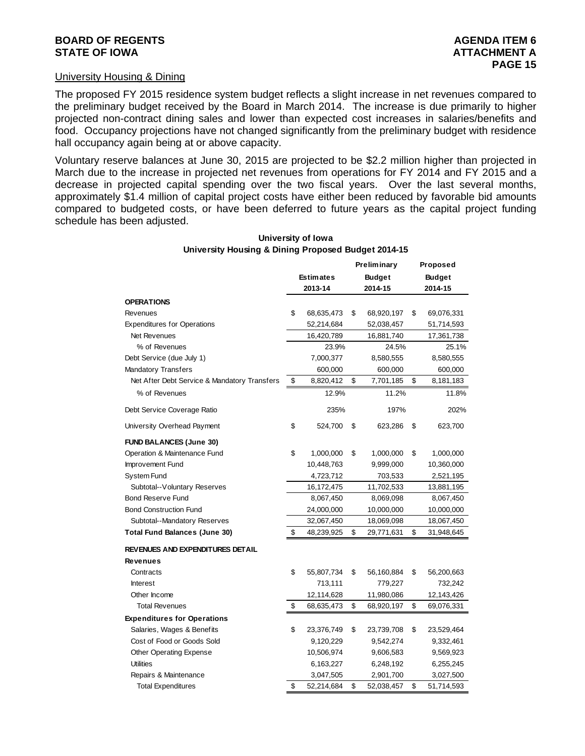University Housing & Dining

The proposed FY 2015 residence system budget reflects a slight increase in net revenues compared to the preliminary budget received by the Board in March 2014. The increase is due primarily to higher projected non-contract dining sales and lower than expected cost increases in salaries/benefits and food. Occupancy projections have not changed significantly from the preliminary budget with residence hall occupancy again being at or above capacity.

Voluntary reserve balances at June 30, 2015 are projected to be $2.2 million higher than projected in March due to the increase in projected net revenues from operations for FY 2014 and FY 2015 and a decrease in projected capital spending over the two fiscal years. Over the last several months, approximately $1.4 million of capital project costs have either been reduced by favorable bid amounts compared to budgeted costs, or have been deferred to future years as the capital project funding schedule has been adjusted.

**University of Iowa**
**University Housing & Dining Proposed Budget 2014-15**

| | Estimates 2013-14 | Preliminary Budget 2014-15 | Proposed Budget 2014-15 |
|---|---|---|---|
| **OPERATIONS** | | | |
| Revenues | $ 68,635,473 | $ 68,920,197 | $ 69,076,331 |
| Expenditures for Operations | 52,214,684 | 52,038,457 | 51,714,593 |
| Net Revenues | 16,420,789 | 16,881,740 | 17,361,738 |
| % of Revenues | 23.9% | 24.5% | 25.1% |
| Debt Service (due July 1) | 7,000,377 | 8,580,555 | 8,580,555 |
| Mandatory Transfers | 600,000 | 600,000 | 600,000 |
| Net After Debt Service & Mandatory Transfers | $ 8,820,412 | $ 7,701,185 | $ 8,181,183 |
| % of Revenues | 12.9% | 11.2% | 11.8% |
| Debt Service Coverage Ratio | 235% | 197% | 202% |
| University Overhead Payment | $ 524,700 | $ 623,286 | $ 623,700 |
| **FUND BALANCES (June 30)** | | | |
| Operation & Maintenance Fund | $ 1,000,000 | $ 1,000,000 | $ 1,000,000 |
| Improvement Fund | 10,448,763 | 9,999,000 | 10,360,000 |
| System Fund | 4,723,712 | 703,533 | 2,521,195 |
| Subtotal--Voluntary Reserves | 16,172,475 | 11,702,533 | 13,881,195 |
| Bond Reserve Fund | 8,067,450 | 8,069,098 | 8,067,450 |
| Bond Construction Fund | 24,000,000 | 10,000,000 | 10,000,000 |
| Subtotal--Mandatory Reserves | 32,067,450 | 18,069,098 | 18,067,450 |
| **Total Fund Balances (June 30)** | $ 48,239,925 | $ 29,771,631 | $ 31,948,645 |
| **REVENUES AND EXPENDITURES DETAIL** | | | |
| **Revenues** | | | |
| Contracts | $ 55,807,734 | $ 56,160,884 | $ 56,200,663 |
| Interest | 713,111 | 779,227 | 732,242 |
| Other Income | 12,114,628 | 11,980,086 | 12,143,426 |
| Total Revenues | $ 68,635,473 | $ 68,920,197 | $ 69,076,331 |
| **Expenditures for Operations** | | | |
| Salaries, Wages & Benefits | $ 23,376,749 | $ 23,739,708 | $ 23,529,464 |
| Cost of Food or Goods Sold | 9,120,229 | 9,542,274 | 9,332,461 |
| Other Operating Expense | 10,506,974 | 9,606,583 | 9,569,923 |
| Utilities | 6,163,227 | 6,248,192 | 6,255,245 |
| Repairs & Maintenance | 3,047,505 | 2,901,700 | 3,027,500 |
| Total Expenditures | $ 52,214,684 | $ 52,038,457 | $ 51,714,593 |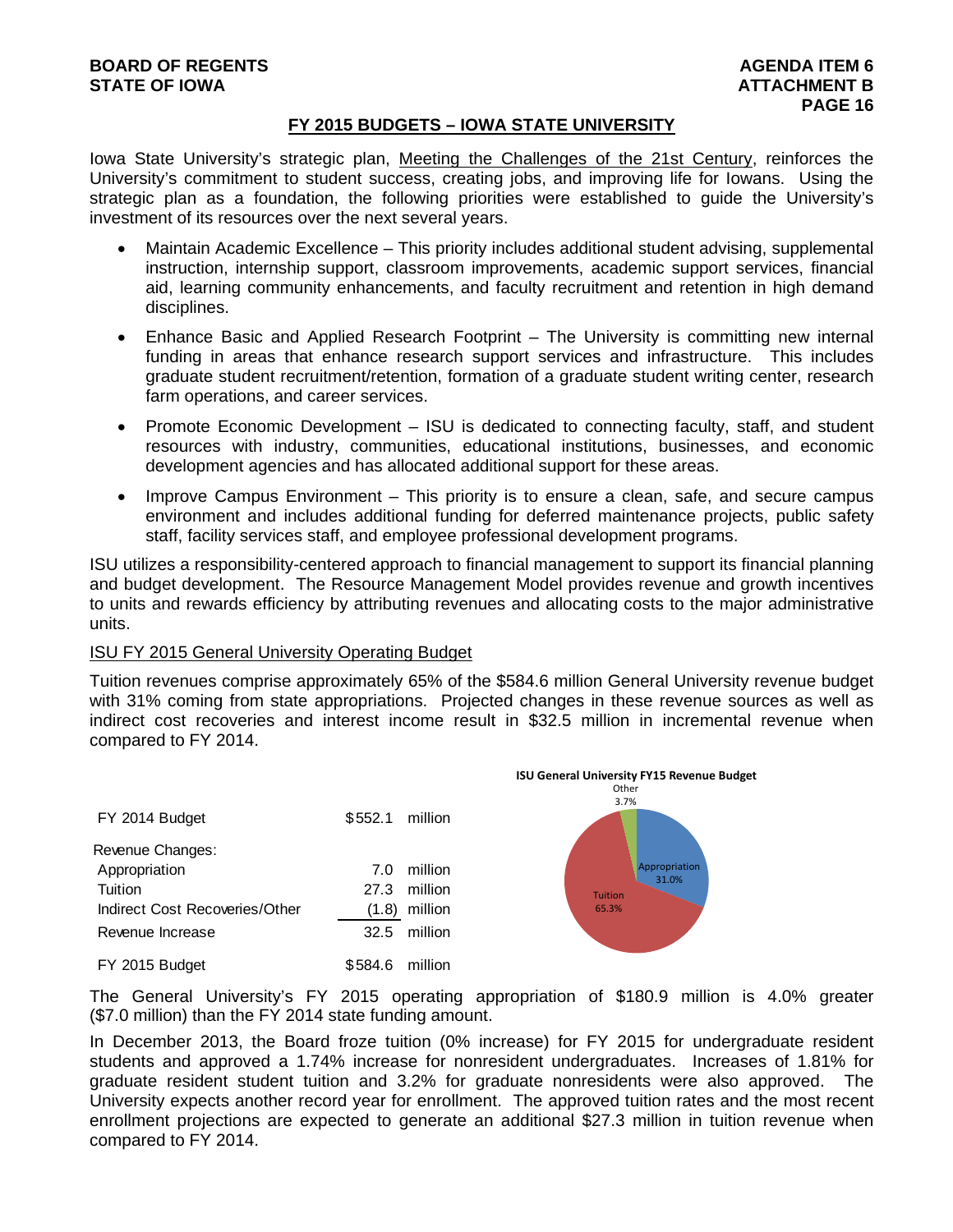## FY 2015 BUDGETS – IOWA STATE UNIVERSITY

Iowa State University's strategic plan, Meeting the Challenges of the 21st Century, reinforces the University's commitment to student success, creating jobs, and improving life for Iowans. Using the strategic plan as a foundation, the following priorities were established to guide the University's investment of its resources over the next several years.

- Maintain Academic Excellence – This priority includes additional student advising, supplemental instruction, internship support, classroom improvements, academic support services, financial aid, learning community enhancements, and faculty recruitment and retention in high demand disciplines.
- Enhance Basic and Applied Research Footprint – The University is committing new internal funding in areas that enhance research support services and infrastructure. This includes graduate student recruitment/retention, formation of a graduate student writing center, research farm operations, and career services.
- Promote Economic Development – ISU is dedicated to connecting faculty, staff, and student resources with industry, communities, educational institutions, businesses, and economic development agencies and has allocated additional support for these areas.
- Improve Campus Environment – This priority is to ensure a clean, safe, and secure campus environment and includes additional funding for deferred maintenance projects, public safety staff, facility services staff, and employee professional development programs.

ISU utilizes a responsibility-centered approach to financial management to support its financial planning and budget development. The Resource Management Model provides revenue and growth incentives to units and rewards efficiency by attributing revenues and allocating costs to the major administrative units.

### ISU FY 2015 General University Operating Budget

Tuition revenues comprise approximately 65% of the $584.6 million General University revenue budget with 31% coming from state appropriations. Projected changes in these revenue sources as well as indirect cost recoveries and interest income result in $32.5 million in incremental revenue when compared to FY 2014.

| | | |
|---|---|---|
| FY 2014 Budget | $552.1 | million |
| Revenue Changes: | | |
| Appropriation | 7.0 | million |
| Tuition | 27.3 | million |
| Indirect Cost Recoveries/Other | (1.8) | million |
| Revenue Increase | 32.5 | million |
| FY 2015 Budget | $584.6 | million |

**ISU General University FY15 Revenue Budget**

| Source | Share |
|---|---|
| Appropriation | 31.0% |
| Tuition | 65.3% |
| Other | 3.7% |

The General University's FY 2015 operating appropriation of $180.9 million is 4.0% greater ($7.0 million) than the FY 2014 state funding amount.

In December 2013, the Board froze tuition (0% increase) for FY 2015 for undergraduate resident students and approved a 1.74% increase for nonresident undergraduates. Increases of 1.81% for graduate resident student tuition and 3.2% for graduate nonresidents were also approved. The University expects another record year for enrollment. The approved tuition rates and the most recent enrollment projections are expected to generate an additional $27.3 million in tuition revenue when compared to FY 2014.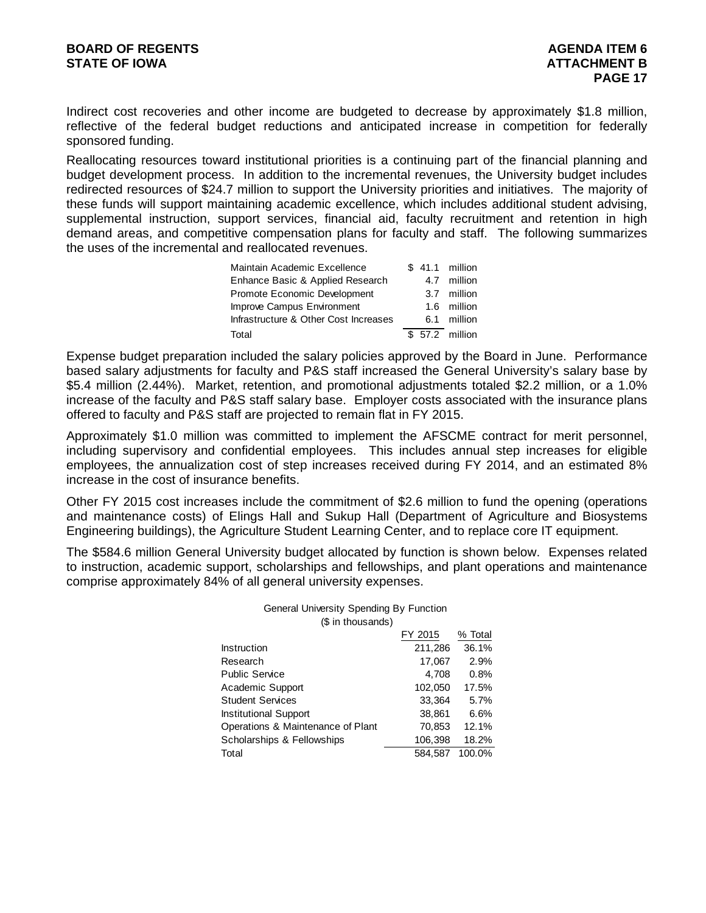Indirect cost recoveries and other income are budgeted to decrease by approximately $1.8 million, reflective of the federal budget reductions and anticipated increase in competition for federally sponsored funding.

Reallocating resources toward institutional priorities is a continuing part of the financial planning and budget development process. In addition to the incremental revenues, the University budget includes redirected resources of $24.7 million to support the University priorities and initiatives. The majority of these funds will support maintaining academic excellence, which includes additional student advising, supplemental instruction, support services, financial aid, faculty recruitment and retention in high demand areas, and competitive compensation plans for faculty and staff. The following summarizes the uses of the incremental and reallocated revenues.

| | | |
|---|---|---|
| Maintain Academic Excellence | $ 41.1 | million |
| Enhance Basic & Applied Research | 4.7 | million |
| Promote Economic Development | 3.7 | million |
| Improve Campus Environment | 1.6 | million |
| Infrastructure & Other Cost Increases | 6.1 | million |
| Total | $ 57.2 | million |

Expense budget preparation included the salary policies approved by the Board in June. Performance based salary adjustments for faculty and P&S staff increased the General University's salary base by $5.4 million (2.44%). Market, retention, and promotional adjustments totaled $2.2 million, or a 1.0% increase of the faculty and P&S staff salary base. Employer costs associated with the insurance plans offered to faculty and P&S staff are projected to remain flat in FY 2015.

Approximately $1.0 million was committed to implement the AFSCME contract for merit personnel, including supervisory and confidential employees. This includes annual step increases for eligible employees, the annualization cost of step increases received during FY 2014, and an estimated 8% increase in the cost of insurance benefits.

Other FY 2015 cost increases include the commitment of $2.6 million to fund the opening (operations and maintenance costs) of Elings Hall and Sukup Hall (Department of Agriculture and Biosystems Engineering buildings), the Agriculture Student Learning Center, and to replace core IT equipment.

The $584.6 million General University budget allocated by function is shown below. Expenses related to instruction, academic support, scholarships and fellowships, and plant operations and maintenance comprise approximately 84% of all general university expenses.

General University Spending By Function
($ in thousands)

| | FY 2015 | % Total |
|---|---|---|
| Instruction | 211,286 | 36.1% |
| Research | 17,067 | 2.9% |
| Public Service | 4,708 | 0.8% |
| Academic Support | 102,050 | 17.5% |
| Student Services | 33,364 | 5.7% |
| Institutional Support | 38,861 | 6.6% |
| Operations & Maintenance of Plant | 70,853 | 12.1% |
| Scholarships & Fellowships | 106,398 | 18.2% |
| Total | 584,587 | 100.0% |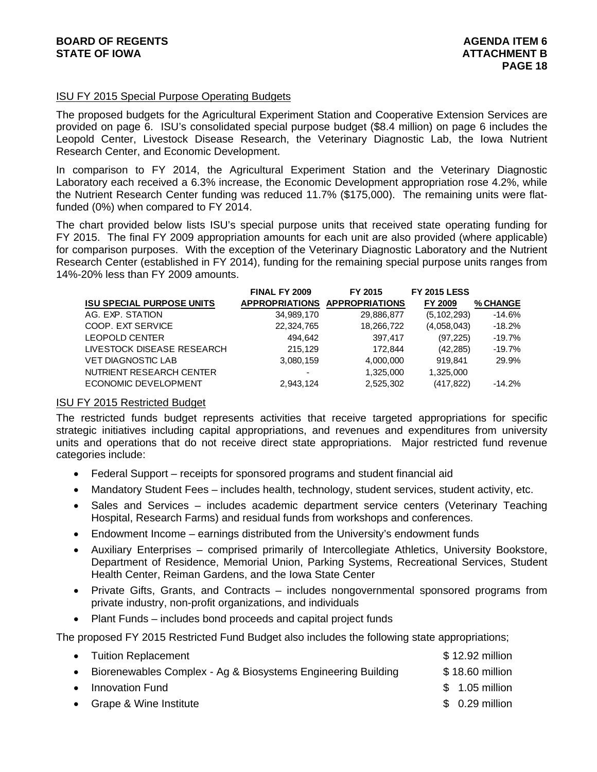## ISU FY 2015 Special Purpose Operating Budgets

The proposed budgets for the Agricultural Experiment Station and Cooperative Extension Services are provided on page 6. ISU's consolidated special purpose budget ($8.4 million) on page 6 includes the Leopold Center, Livestock Disease Research, the Veterinary Diagnostic Lab, the Iowa Nutrient Research Center, and Economic Development.

In comparison to FY 2014, the Agricultural Experiment Station and the Veterinary Diagnostic Laboratory each received a 6.3% increase, the Economic Development appropriation rose 4.2%, while the Nutrient Research Center funding was reduced 11.7% ($175,000). The remaining units were flat-funded (0%) when compared to FY 2014.

The chart provided below lists ISU's special purpose units that received state operating funding for FY 2015. The final FY 2009 appropriation amounts for each unit are also provided (where applicable) for comparison purposes. With the exception of the Veterinary Diagnostic Laboratory and the Nutrient Research Center (established in FY 2014), funding for the remaining special purpose units ranges from 14%-20% less than FY 2009 amounts.

| ISU SPECIAL PURPOSE UNITS | FINAL FY 2009 APPROPRIATIONS | FY 2015 APPROPRIATIONS | FY 2015 LESS FY 2009 | % CHANGE |
|---|---|---|---|---|
| AG. EXP. STATION | 34,989,170 | 29,886,877 | (5,102,293) | -14.6% |
| COOP. EXT SERVICE | 22,324,765 | 18,266,722 | (4,058,043) | -18.2% |
| LEOPOLD CENTER | 494,642 | 397,417 | (97,225) | -19.7% |
| LIVESTOCK DISEASE RESEARCH | 215,129 | 172,844 | (42,285) | -19.7% |
| VET DIAGNOSTIC LAB | 3,080,159 | 4,000,000 | 919,841 | 29.9% |
| NUTRIENT RESEARCH CENTER | - | 1,325,000 | 1,325,000 | |
| ECONOMIC DEVELOPMENT | 2,943,124 | 2,525,302 | (417,822) | -14.2% |

## ISU FY 2015 Restricted Budget

The restricted funds budget represents activities that receive targeted appropriations for specific strategic initiatives including capital appropriations, and revenues and expenditures from university units and operations that do not receive direct state appropriations. Major restricted fund revenue categories include:

- Federal Support – receipts for sponsored programs and student financial aid
- Mandatory Student Fees – includes health, technology, student services, student activity, etc.
- Sales and Services – includes academic department service centers (Veterinary Teaching Hospital, Research Farms) and residual funds from workshops and conferences.
- Endowment Income – earnings distributed from the University's endowment funds
- Auxiliary Enterprises – comprised primarily of Intercollegiate Athletics, University Bookstore, Department of Residence, Memorial Union, Parking Systems, Recreational Services, Student Health Center, Reiman Gardens, and the Iowa State Center
- Private Gifts, Grants, and Contracts – includes nongovernmental sponsored programs from private industry, non-profit organizations, and individuals
- Plant Funds – includes bond proceeds and capital project funds

The proposed FY 2015 Restricted Fund Budget also includes the following state appropriations;

- Tuition Replacement — $ 12.92 million
- Biorenewables Complex - Ag & Biosystems Engineering Building — $ 18.60 million
- Innovation Fund — $ 1.05 million
- Grape & Wine Institute — $ 0.29 million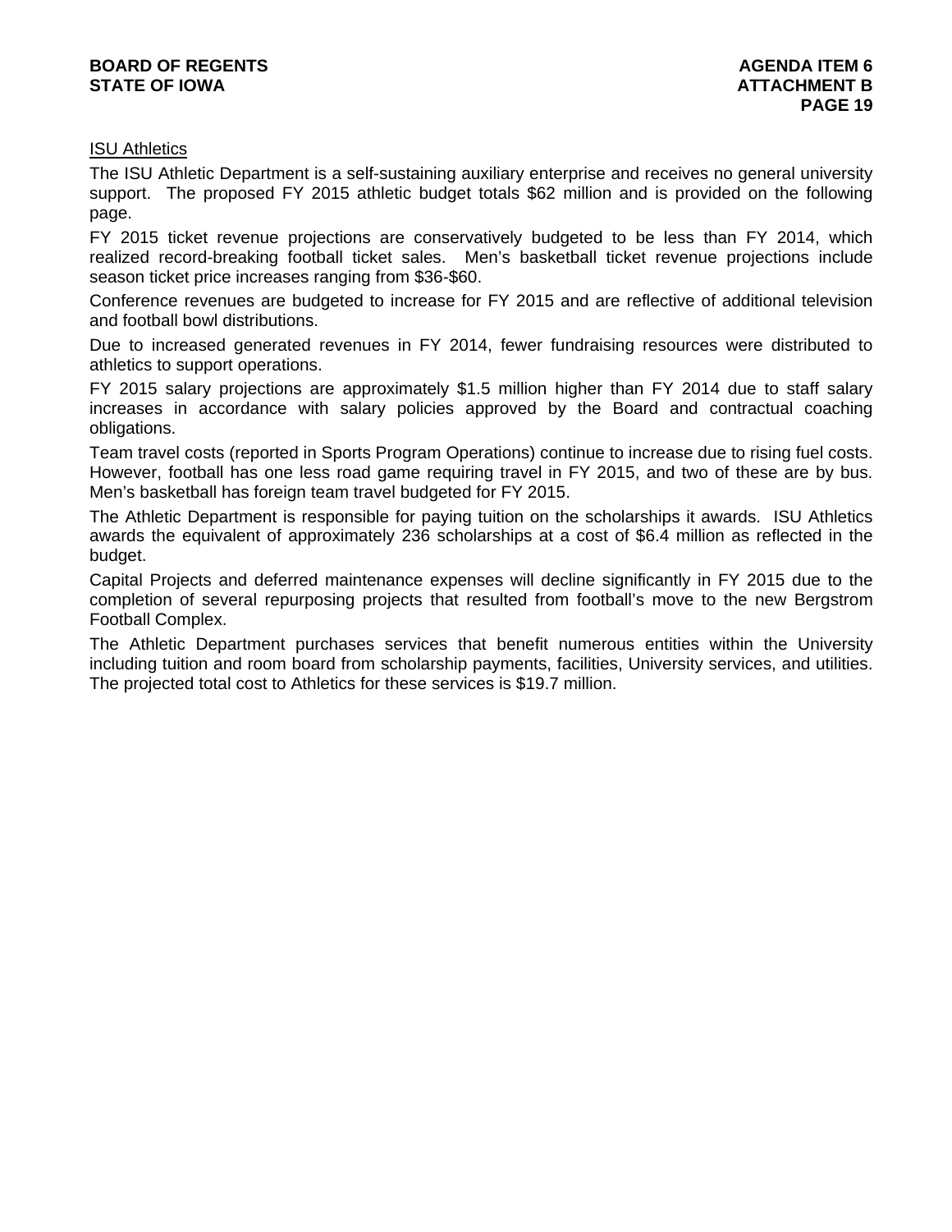ISU Athletics

The ISU Athletic Department is a self-sustaining auxiliary enterprise and receives no general university support. The proposed FY 2015 athletic budget totals $62 million and is provided on the following page.

FY 2015 ticket revenue projections are conservatively budgeted to be less than FY 2014, which realized record-breaking football ticket sales. Men's basketball ticket revenue projections include season ticket price increases ranging from $36-$60.

Conference revenues are budgeted to increase for FY 2015 and are reflective of additional television and football bowl distributions.

Due to increased generated revenues in FY 2014, fewer fundraising resources were distributed to athletics to support operations.

FY 2015 salary projections are approximately $1.5 million higher than FY 2014 due to staff salary increases in accordance with salary policies approved by the Board and contractual coaching obligations.

Team travel costs (reported in Sports Program Operations) continue to increase due to rising fuel costs. However, football has one less road game requiring travel in FY 2015, and two of these are by bus. Men's basketball has foreign team travel budgeted for FY 2015.

The Athletic Department is responsible for paying tuition on the scholarships it awards. ISU Athletics awards the equivalent of approximately 236 scholarships at a cost of $6.4 million as reflected in the budget.

Capital Projects and deferred maintenance expenses will decline significantly in FY 2015 due to the completion of several repurposing projects that resulted from football's move to the new Bergstrom Football Complex.

The Athletic Department purchases services that benefit numerous entities within the University including tuition and room board from scholarship payments, facilities, University services, and utilities. The projected total cost to Athletics for these services is $19.7 million.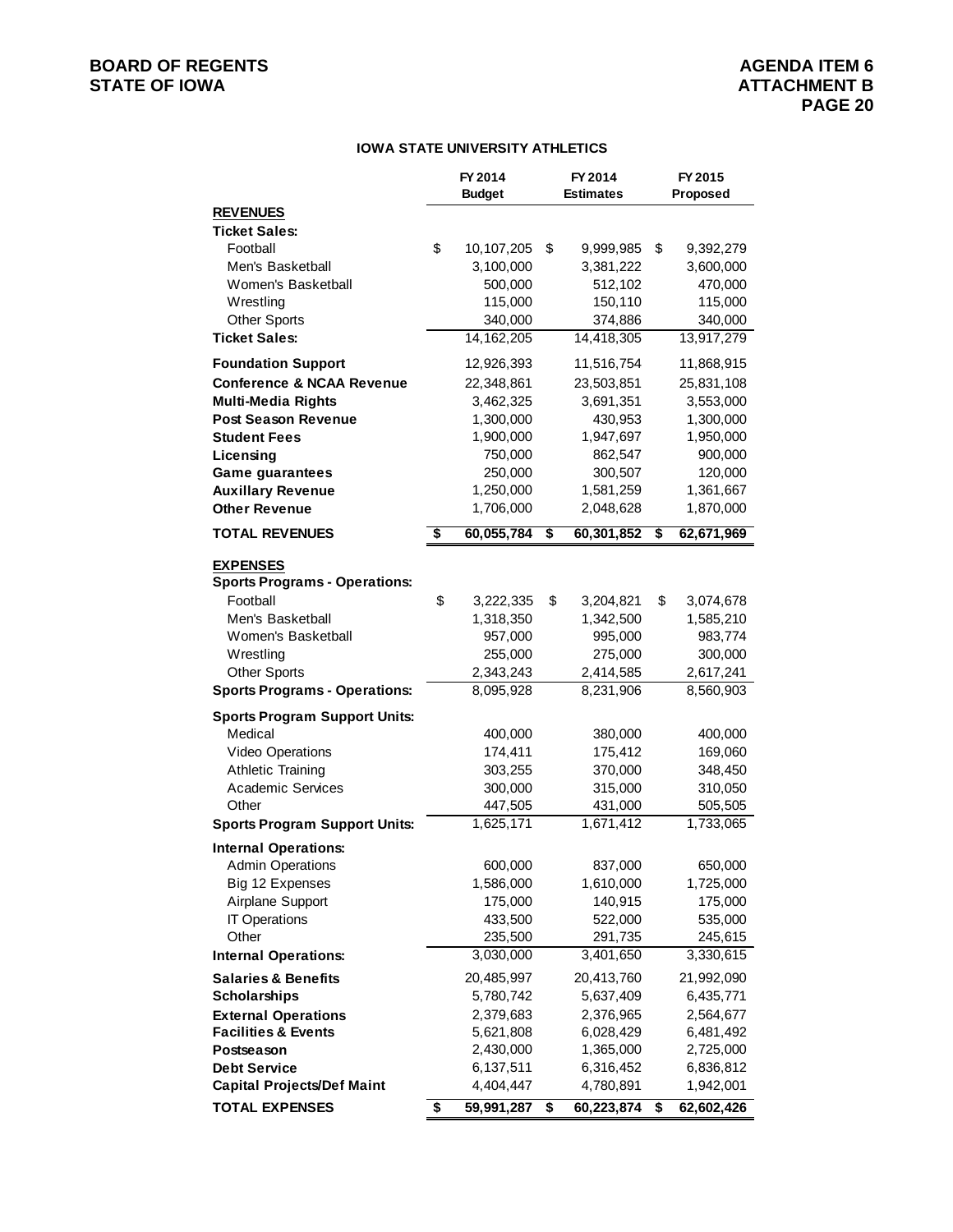BOARD OF REGENTS
STATE OF IOWA

AGENDA ITEM 6
ATTACHMENT B
PAGE 20

## IOWA STATE UNIVERSITY ATHLETICS

| | FY 2014 Budget | FY 2014 Estimates | FY 2015 Proposed |
|---|---|---|---|
| **REVENUES** | | | |
| **Ticket Sales:** | | | |
| Football | $ 10,107,205 | $ 9,999,985 | $ 9,392,279 |
| Men's Basketball | 3,100,000 | 3,381,222 | 3,600,000 |
| Women's Basketball | 500,000 | 512,102 | 470,000 |
| Wrestling | 115,000 | 150,110 | 115,000 |
| Other Sports | 340,000 | 374,886 | 340,000 |
| **Ticket Sales:** | 14,162,205 | 14,418,305 | 13,917,279 |
| **Foundation Support** | 12,926,393 | 11,516,754 | 11,868,915 |
| **Conference & NCAA Revenue** | 22,348,861 | 23,503,851 | 25,831,108 |
| **Multi-Media Rights** | 3,462,325 | 3,691,351 | 3,553,000 |
| **Post Season Revenue** | 1,300,000 | 430,953 | 1,300,000 |
| **Student Fees** | 1,900,000 | 1,947,697 | 1,950,000 |
| **Licensing** | 750,000 | 862,547 | 900,000 |
| **Game guarantees** | 250,000 | 300,507 | 120,000 |
| **Auxillary Revenue** | 1,250,000 | 1,581,259 | 1,361,667 |
| **Other Revenue** | 1,706,000 | 2,048,628 | 1,870,000 |
| **TOTAL REVENUES** | **$ 60,055,784** | **$ 60,301,852** | **$ 62,671,969** |
| **EXPENSES** | | | |
| **Sports Programs - Operations:** | | | |
| Football | $ 3,222,335 | $ 3,204,821 | $ 3,074,678 |
| Men's Basketball | 1,318,350 | 1,342,500 | 1,585,210 |
| Women's Basketball | 957,000 | 995,000 | 983,774 |
| Wrestling | 255,000 | 275,000 | 300,000 |
| Other Sports | 2,343,243 | 2,414,585 | 2,617,241 |
| **Sports Programs - Operations:** | 8,095,928 | 8,231,906 | 8,560,903 |
| **Sports Program Support Units:** | | | |
| Medical | 400,000 | 380,000 | 400,000 |
| Video Operations | 174,411 | 175,412 | 169,060 |
| Athletic Training | 303,255 | 370,000 | 348,450 |
| Academic Services | 300,000 | 315,000 | 310,050 |
| Other | 447,505 | 431,000 | 505,505 |
| **Sports Program Support Units:** | 1,625,171 | 1,671,412 | 1,733,065 |
| **Internal Operations:** | | | |
| Admin Operations | 600,000 | 837,000 | 650,000 |
| Big 12 Expenses | 1,586,000 | 1,610,000 | 1,725,000 |
| Airplane Support | 175,000 | 140,915 | 175,000 |
| IT Operations | 433,500 | 522,000 | 535,000 |
| Other | 235,500 | 291,735 | 245,615 |
| **Internal Operations:** | 3,030,000 | 3,401,650 | 3,330,615 |
| **Salaries & Benefits** | 20,485,997 | 20,413,760 | 21,992,090 |
| **Scholarships** | 5,780,742 | 5,637,409 | 6,435,771 |
| **External Operations** | 2,379,683 | 2,376,965 | 2,564,677 |
| **Facilities & Events** | 5,621,808 | 6,028,429 | 6,481,492 |
| **Postseason** | 2,430,000 | 1,365,000 | 2,725,000 |
| **Debt Service** | 6,137,511 | 6,316,452 | 6,836,812 |
| **Capital Projects/Def Maint** | 4,404,447 | 4,780,891 | 1,942,001 |
| **TOTAL EXPENSES** | **$ 59,991,287** | **$ 60,223,874** | **$ 62,602,426** |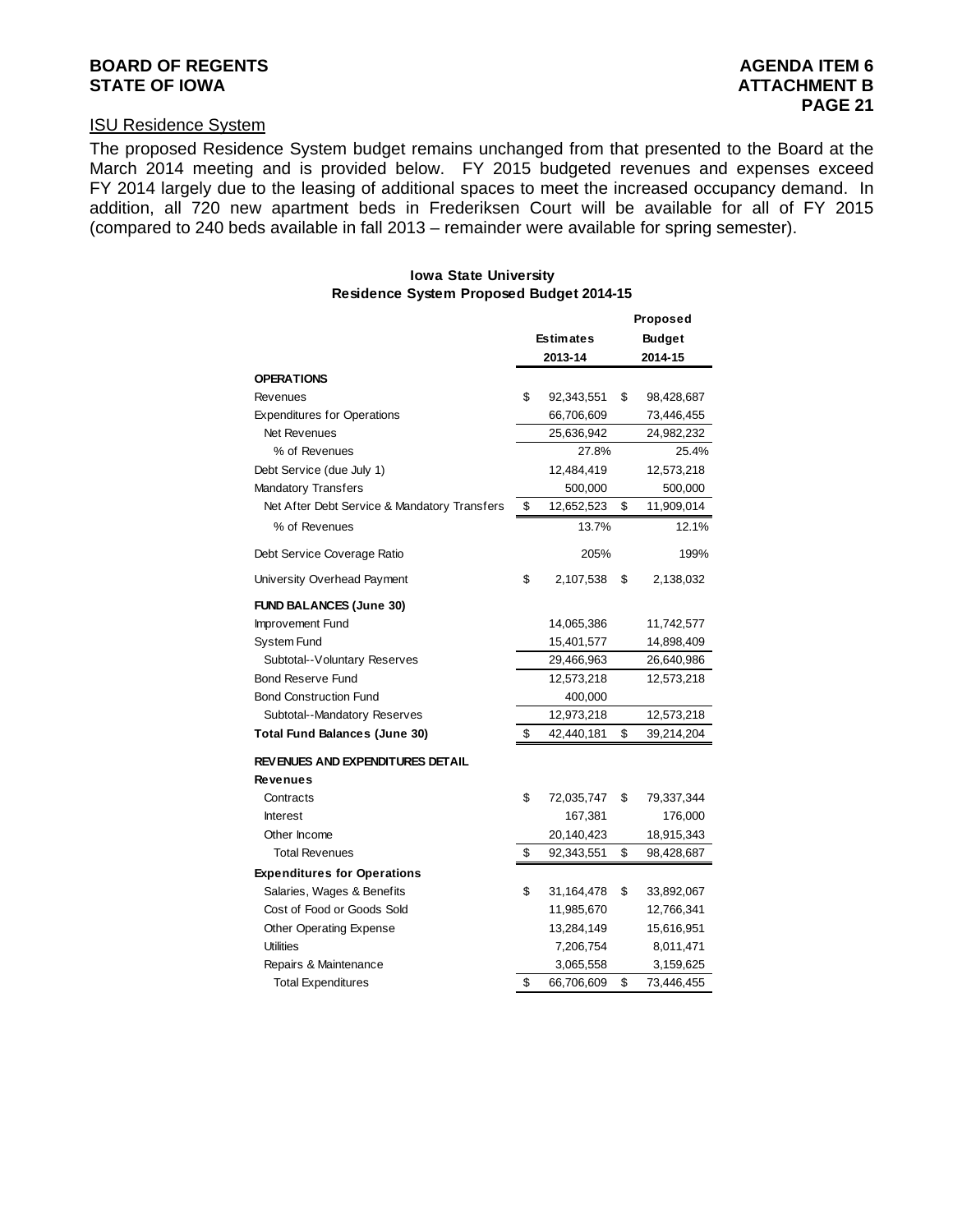## ISU Residence System

The proposed Residence System budget remains unchanged from that presented to the Board at the March 2014 meeting and is provided below. FY 2015 budgeted revenues and expenses exceed FY 2014 largely due to the leasing of additional spaces to meet the increased occupancy demand. In addition, all 720 new apartment beds in Frederiksen Court will be available for all of FY 2015 (compared to 240 beds available in fall 2013 – remainder were available for spring semester).

**Iowa State University**
**Residence System Proposed Budget 2014-15**

| | Estimates 2013-14 | Proposed Budget 2014-15 |
|---|---|---|
| **OPERATIONS** | | |
| Revenues | $ 92,343,551 | $ 98,428,687 |
| Expenditures for Operations | 66,706,609 | 73,446,455 |
| Net Revenues | 25,636,942 | 24,982,232 |
| % of Revenues | 27.8% | 25.4% |
| Debt Service (due July 1) | 12,484,419 | 12,573,218 |
| Mandatory Transfers | 500,000 | 500,000 |
| Net After Debt Service & Mandatory Transfers | $ 12,652,523 | $ 11,909,014 |
| % of Revenues | 13.7% | 12.1% |
| Debt Service Coverage Ratio | 205% | 199% |
| University Overhead Payment | $ 2,107,538 | $ 2,138,032 |
| **FUND BALANCES (June 30)** | | |
| Improvement Fund | 14,065,386 | 11,742,577 |
| System Fund | 15,401,577 | 14,898,409 |
| Subtotal--Voluntary Reserves | 29,466,963 | 26,640,986 |
| Bond Reserve Fund | 12,573,218 | 12,573,218 |
| Bond Construction Fund | 400,000 | |
| Subtotal--Mandatory Reserves | 12,973,218 | 12,573,218 |
| **Total Fund Balances (June 30)** | $ 42,440,181 | $ 39,214,204 |
| **REVENUES AND EXPENDITURES DETAIL** | | |
| **Revenues** | | |
| Contracts | $ 72,035,747 | $ 79,337,344 |
| Interest | 167,381 | 176,000 |
| Other Income | 20,140,423 | 18,915,343 |
| Total Revenues | $ 92,343,551 | $ 98,428,687 |
| **Expenditures for Operations** | | |
| Salaries, Wages & Benefits | $ 31,164,478 | $ 33,892,067 |
| Cost of Food or Goods Sold | 11,985,670 | 12,766,341 |
| Other Operating Expense | 13,284,149 | 15,616,951 |
| Utilities | 7,206,754 | 8,011,471 |
| Repairs & Maintenance | 3,065,558 | 3,159,625 |
| Total Expenditures | $ 66,706,609 | $ 73,446,455 |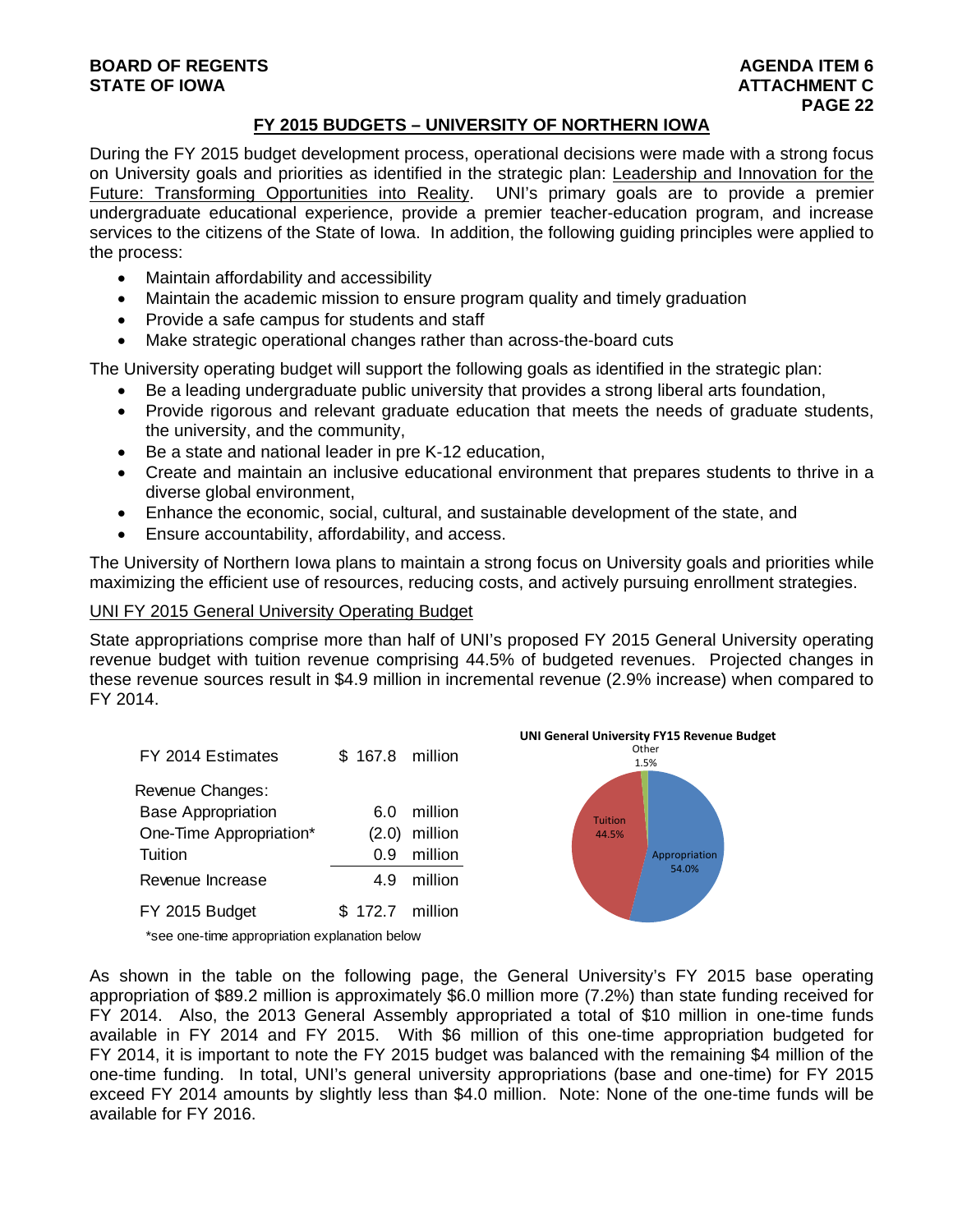## FY 2015 BUDGETS – UNIVERSITY OF NORTHERN IOWA

During the FY 2015 budget development process, operational decisions were made with a strong focus on University goals and priorities as identified in the strategic plan: Leadership and Innovation for the Future: Transforming Opportunities into Reality. UNI's primary goals are to provide a premier undergraduate educational experience, provide a premier teacher-education program, and increase services to the citizens of the State of Iowa. In addition, the following guiding principles were applied to the process:

- Maintain affordability and accessibility
- Maintain the academic mission to ensure program quality and timely graduation
- Provide a safe campus for students and staff
- Make strategic operational changes rather than across-the-board cuts

The University operating budget will support the following goals as identified in the strategic plan:

- Be a leading undergraduate public university that provides a strong liberal arts foundation,
- Provide rigorous and relevant graduate education that meets the needs of graduate students, the university, and the community,
- Be a state and national leader in pre K-12 education,
- Create and maintain an inclusive educational environment that prepares students to thrive in a diverse global environment,
- Enhance the economic, social, cultural, and sustainable development of the state, and
- Ensure accountability, affordability, and access.

The University of Northern Iowa plans to maintain a strong focus on University goals and priorities while maximizing the efficient use of resources, reducing costs, and actively pursuing enrollment strategies.

### UNI FY 2015 General University Operating Budget

State appropriations comprise more than half of UNI's proposed FY 2015 General University operating revenue budget with tuition revenue comprising 44.5% of budgeted revenues. Projected changes in these revenue sources result in $4.9 million in incremental revenue (2.9% increase) when compared to FY 2014.

| | | |
|---|---|---|
| FY 2014 Estimates | $ 167.8 | million |
| Revenue Changes: | | |
| Base Appropriation | 6.0 | million |
| One-Time Appropriation* | (2.0) | million |
| Tuition | 0.9 | million |
| Revenue Increase | 4.9 | million |
| FY 2015 Budget | $ 172.7 | million |

*see one-time appropriation explanation below

**UNI General University FY15 Revenue Budget**

- Appropriation 54.0%
- Tuition 44.5%
- Other 1.5%

As shown in the table on the following page, the General University's FY 2015 base operating appropriation of $89.2 million is approximately $6.0 million more (7.2%) than state funding received for FY 2014. Also, the 2013 General Assembly appropriated a total of $10 million in one-time funds available in FY 2014 and FY 2015. With $6 million of this one-time appropriation budgeted for FY 2014, it is important to note the FY 2015 budget was balanced with the remaining $4 million of the one-time funding. In total, UNI's general university appropriations (base and one-time) for FY 2015 exceed FY 2014 amounts by slightly less than $4.0 million. Note: None of the one-time funds will be available for FY 2016.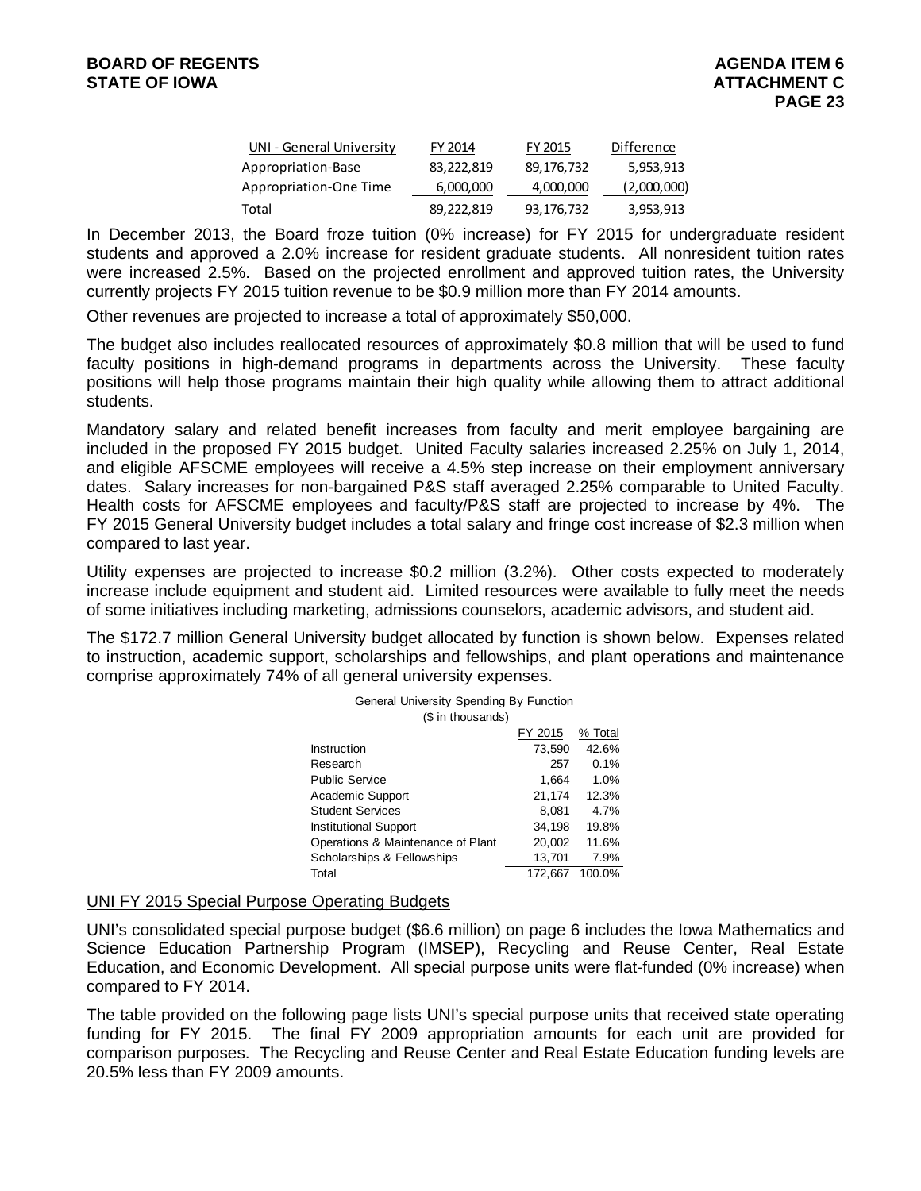| UNI - General University | FY 2014 | FY 2015 | Difference |
|---|---|---|---|
| Appropriation-Base | 83,222,819 | 89,176,732 | 5,953,913 |
| Appropriation-One Time | 6,000,000 | 4,000,000 | (2,000,000) |
| Total | 89,222,819 | 93,176,732 | 3,953,913 |

In December 2013, the Board froze tuition (0% increase) for FY 2015 for undergraduate resident students and approved a 2.0% increase for resident graduate students. All nonresident tuition rates were increased 2.5%. Based on the projected enrollment and approved tuition rates, the University currently projects FY 2015 tuition revenue to be $0.9 million more than FY 2014 amounts.

Other revenues are projected to increase a total of approximately $50,000.

The budget also includes reallocated resources of approximately $0.8 million that will be used to fund faculty positions in high-demand programs in departments across the University. These faculty positions will help those programs maintain their high quality while allowing them to attract additional students.

Mandatory salary and related benefit increases from faculty and merit employee bargaining are included in the proposed FY 2015 budget. United Faculty salaries increased 2.25% on July 1, 2014, and eligible AFSCME employees will receive a 4.5% step increase on their employment anniversary dates. Salary increases for non-bargained P&S staff averaged 2.25% comparable to United Faculty. Health costs for AFSCME employees and faculty/P&S staff are projected to increase by 4%. The FY 2015 General University budget includes a total salary and fringe cost increase of $2.3 million when compared to last year.

Utility expenses are projected to increase $0.2 million (3.2%). Other costs expected to moderately increase include equipment and student aid. Limited resources were available to fully meet the needs of some initiatives including marketing, admissions counselors, academic advisors, and student aid.

The $172.7 million General University budget allocated by function is shown below. Expenses related to instruction, academic support, scholarships and fellowships, and plant operations and maintenance comprise approximately 74% of all general university expenses.

General University Spending By Function
($ in thousands)

| | FY 2015 | % Total |
|---|---|---|
| Instruction | 73,590 | 42.6% |
| Research | 257 | 0.1% |
| Public Service | 1,664 | 1.0% |
| Academic Support | 21,174 | 12.3% |
| Student Services | 8,081 | 4.7% |
| Institutional Support | 34,198 | 19.8% |
| Operations & Maintenance of Plant | 20,002 | 11.6% |
| Scholarships & Fellowships | 13,701 | 7.9% |
| Total | 172,667 | 100.0% |

UNI FY 2015 Special Purpose Operating Budgets

UNI's consolidated special purpose budget ($6.6 million) on page 6 includes the Iowa Mathematics and Science Education Partnership Program (IMSEP), Recycling and Reuse Center, Real Estate Education, and Economic Development. All special purpose units were flat-funded (0% increase) when compared to FY 2014.

The table provided on the following page lists UNI's special purpose units that received state operating funding for FY 2015. The final FY 2009 appropriation amounts for each unit are provided for comparison purposes. The Recycling and Reuse Center and Real Estate Education funding levels are 20.5% less than FY 2009 amounts.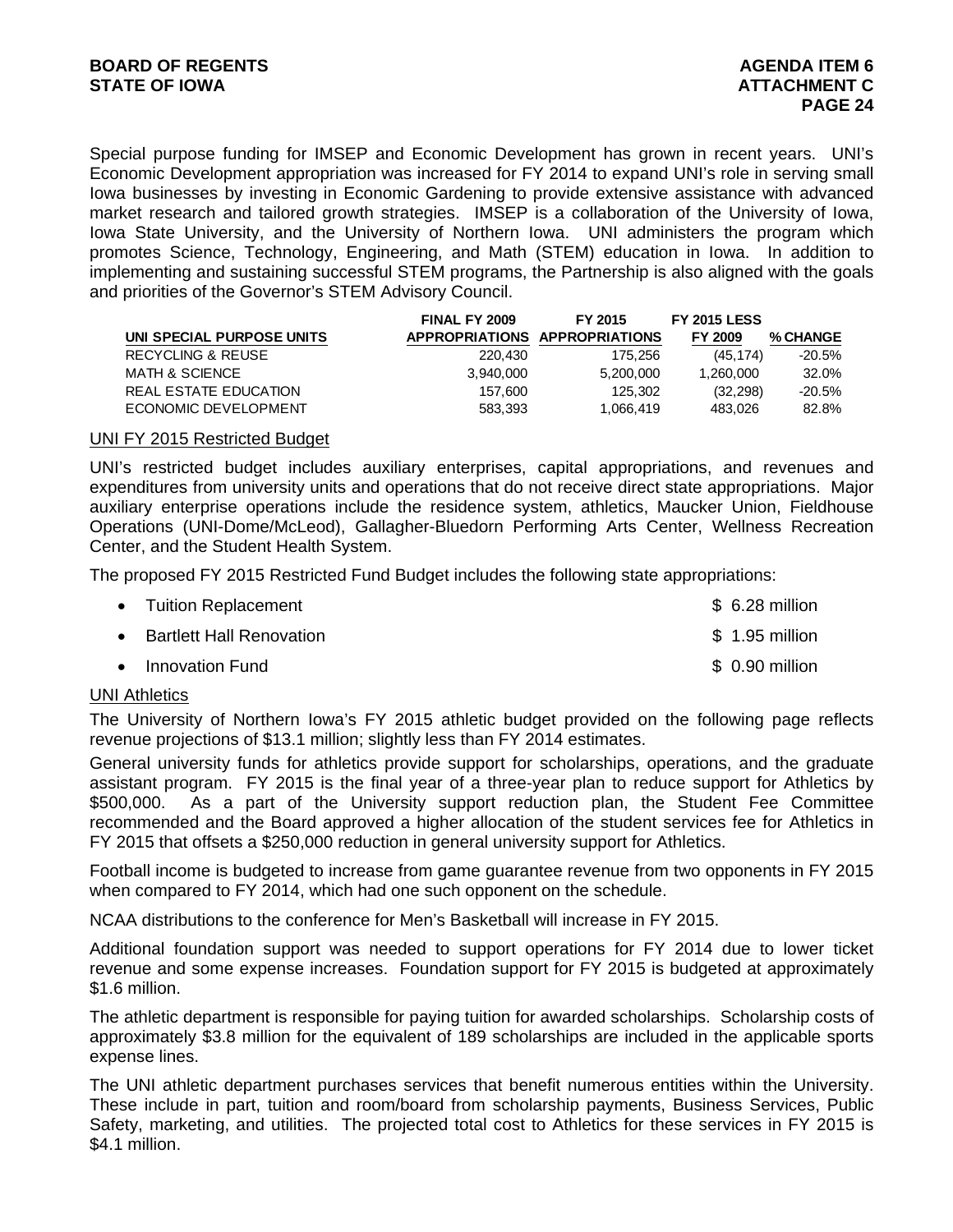Special purpose funding for IMSEP and Economic Development has grown in recent years. UNI's Economic Development appropriation was increased for FY 2014 to expand UNI's role in serving small Iowa businesses by investing in Economic Gardening to provide extensive assistance with advanced market research and tailored growth strategies. IMSEP is a collaboration of the University of Iowa, Iowa State University, and the University of Northern Iowa. UNI administers the program which promotes Science, Technology, Engineering, and Math (STEM) education in Iowa. In addition to implementing and sustaining successful STEM programs, the Partnership is also aligned with the goals and priorities of the Governor's STEM Advisory Council.

| UNI SPECIAL PURPOSE UNITS | FINAL FY 2009 APPROPRIATIONS | FY 2015 APPROPRIATIONS | FY 2015 LESS FY 2009 | % CHANGE |
|---|---|---|---|---|
| RECYCLING & REUSE | 220,430 | 175,256 | (45,174) | -20.5% |
| MATH & SCIENCE | 3,940,000 | 5,200,000 | 1,260,000 | 32.0% |
| REAL ESTATE EDUCATION | 157,600 | 125,302 | (32,298) | -20.5% |
| ECONOMIC DEVELOPMENT | 583,393 | 1,066,419 | 483,026 | 82.8% |

## UNI FY 2015 Restricted Budget

UNI's restricted budget includes auxiliary enterprises, capital appropriations, and revenues and expenditures from university units and operations that do not receive direct state appropriations. Major auxiliary enterprise operations include the residence system, athletics, Maucker Union, Fieldhouse Operations (UNI-Dome/McLeod), Gallagher-Bluedorn Performing Arts Center, Wellness Recreation Center, and the Student Health System.

The proposed FY 2015 Restricted Fund Budget includes the following state appropriations:

- Tuition Replacement $ 6.28 million
- Bartlett Hall Renovation $ 1.95 million
- Innovation Fund $ 0.90 million

## UNI Athletics

The University of Northern Iowa's FY 2015 athletic budget provided on the following page reflects revenue projections of $13.1 million; slightly less than FY 2014 estimates.

General university funds for athletics provide support for scholarships, operations, and the graduate assistant program. FY 2015 is the final year of a three-year plan to reduce support for Athletics by $500,000. As a part of the University support reduction plan, the Student Fee Committee recommended and the Board approved a higher allocation of the student services fee for Athletics in FY 2015 that offsets a $250,000 reduction in general university support for Athletics.

Football income is budgeted to increase from game guarantee revenue from two opponents in FY 2015 when compared to FY 2014, which had one such opponent on the schedule.

NCAA distributions to the conference for Men's Basketball will increase in FY 2015.

Additional foundation support was needed to support operations for FY 2014 due to lower ticket revenue and some expense increases. Foundation support for FY 2015 is budgeted at approximately $1.6 million.

The athletic department is responsible for paying tuition for awarded scholarships. Scholarship costs of approximately $3.8 million for the equivalent of 189 scholarships are included in the applicable sports expense lines.

The UNI athletic department purchases services that benefit numerous entities within the University. These include in part, tuition and room/board from scholarship payments, Business Services, Public Safety, marketing, and utilities. The projected total cost to Athletics for these services in FY 2015 is $4.1 million.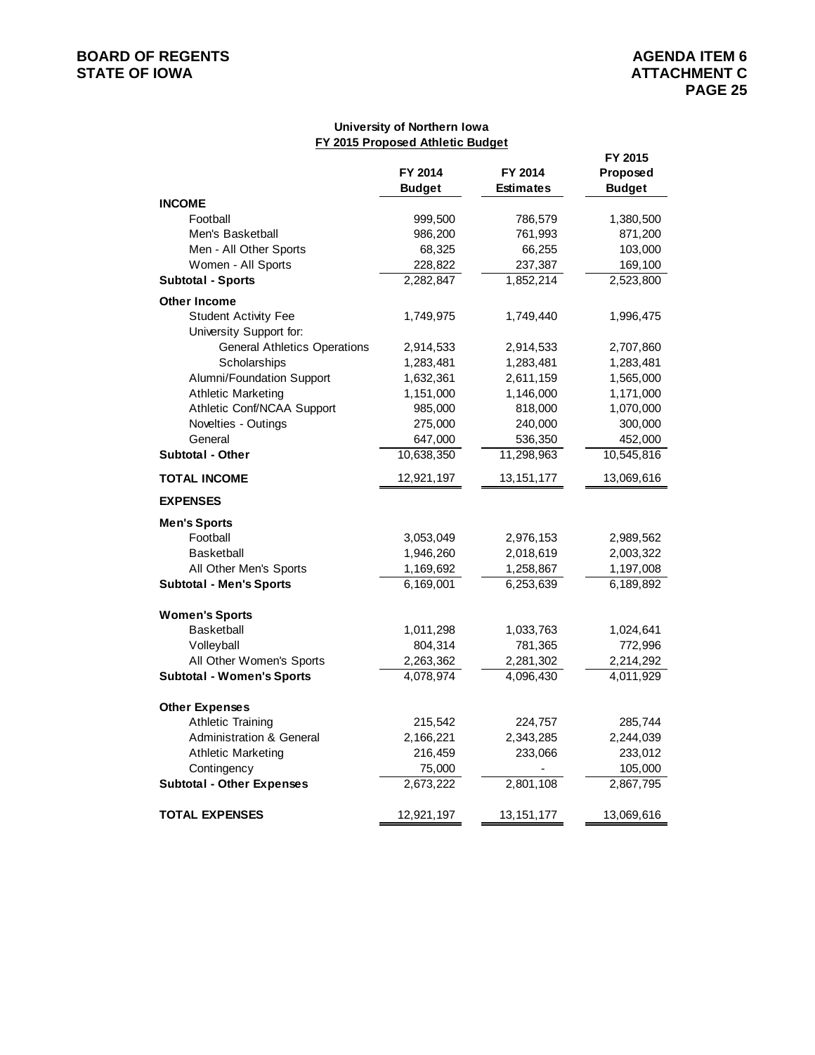**University of Northern Iowa**

**FY 2015 Proposed Athletic Budget**

| | FY 2014 Budget | FY 2014 Estimates | FY 2015 Proposed Budget |
|---|---|---|---|
| **INCOME** | | | |
| Football | 999,500 | 786,579 | 1,380,500 |
| Men's Basketball | 986,200 | 761,993 | 871,200 |
| Men - All Other Sports | 68,325 | 66,255 | 103,000 |
| Women - All Sports | 228,822 | 237,387 | 169,100 |
| **Subtotal - Sports** | 2,282,847 | 1,852,214 | 2,523,800 |
| **Other Income** | | | |
| Student Activity Fee | 1,749,975 | 1,749,440 | 1,996,475 |
| University Support for: | | | |
| General Athletics Operations | 2,914,533 | 2,914,533 | 2,707,860 |
| Scholarships | 1,283,481 | 1,283,481 | 1,283,481 |
| Alumni/Foundation Support | 1,632,361 | 2,611,159 | 1,565,000 |
| Athletic Marketing | 1,151,000 | 1,146,000 | 1,171,000 |
| Athletic Conf/NCAA Support | 985,000 | 818,000 | 1,070,000 |
| Novelties - Outings | 275,000 | 240,000 | 300,000 |
| General | 647,000 | 536,350 | 452,000 |
| **Subtotal - Other** | 10,638,350 | 11,298,963 | 10,545,816 |
| **TOTAL INCOME** | 12,921,197 | 13,151,177 | 13,069,616 |
| **EXPENSES** | | | |
| **Men's Sports** | | | |
| Football | 3,053,049 | 2,976,153 | 2,989,562 |
| Basketball | 1,946,260 | 2,018,619 | 2,003,322 |
| All Other Men's Sports | 1,169,692 | 1,258,867 | 1,197,008 |
| **Subtotal - Men's Sports** | 6,169,001 | 6,253,639 | 6,189,892 |
| **Women's Sports** | | | |
| Basketball | 1,011,298 | 1,033,763 | 1,024,641 |
| Volleyball | 804,314 | 781,365 | 772,996 |
| All Other Women's Sports | 2,263,362 | 2,281,302 | 2,214,292 |
| **Subtotal - Women's Sports** | 4,078,974 | 4,096,430 | 4,011,929 |
| **Other Expenses** | | | |
| Athletic Training | 215,542 | 224,757 | 285,744 |
| Administration & General | 2,166,221 | 2,343,285 | 2,244,039 |
| Athletic Marketing | 216,459 | 233,066 | 233,012 |
| Contingency | 75,000 | - | 105,000 |
| **Subtotal - Other Expenses** | 2,673,222 | 2,801,108 | 2,867,795 |
| **TOTAL EXPENSES** | 12,921,197 | 13,151,177 | 13,069,616 |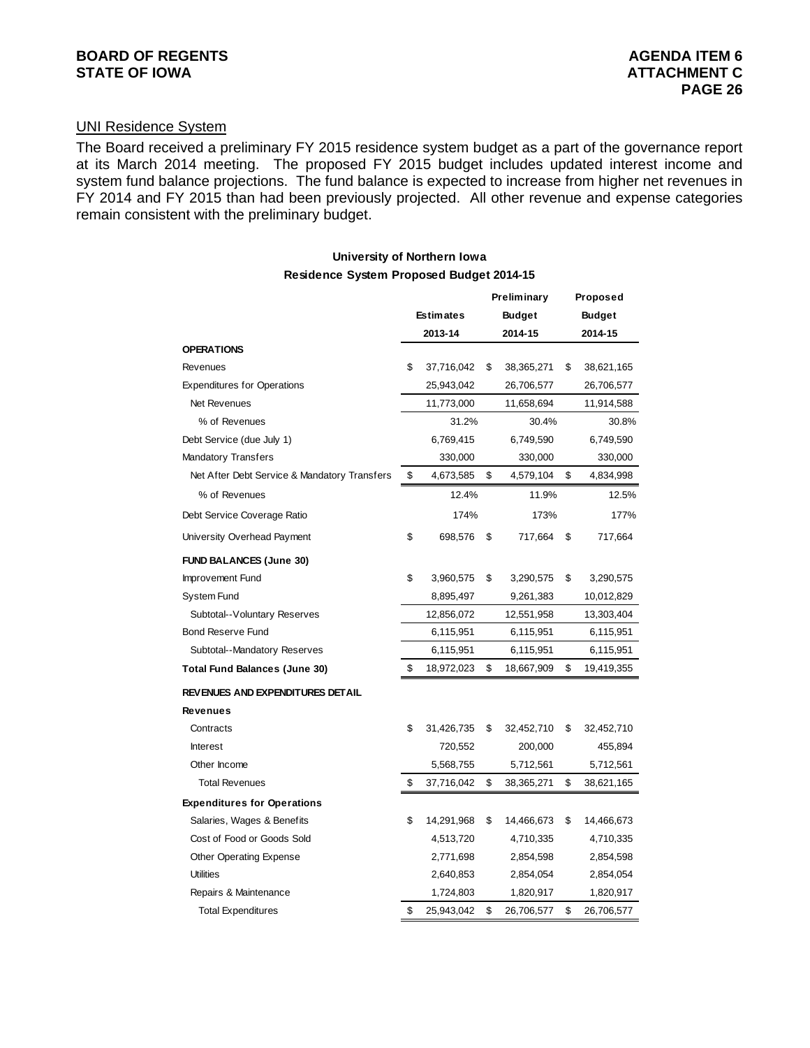## UNI Residence System

The Board received a preliminary FY 2015 residence system budget as a part of the governance report at its March 2014 meeting. The proposed FY 2015 budget includes updated interest income and system fund balance projections. The fund balance is expected to increase from higher net revenues in FY 2014 and FY 2015 than had been previously projected. All other revenue and expense categories remain consistent with the preliminary budget.

**University of Northern Iowa**
**Residence System Proposed Budget 2014-15**

| | Estimates 2013-14 | Preliminary Budget 2014-15 | Proposed Budget 2014-15 |
|---|---|---|---|
| **OPERATIONS** | | | |
| Revenues | $ 37,716,042 | $ 38,365,271 | $ 38,621,165 |
| Expenditures for Operations | 25,943,042 | 26,706,577 | 26,706,577 |
| Net Revenues | 11,773,000 | 11,658,694 | 11,914,588 |
| % of Revenues | 31.2% | 30.4% | 30.8% |
| Debt Service (due July 1) | 6,769,415 | 6,749,590 | 6,749,590 |
| Mandatory Transfers | 330,000 | 330,000 | 330,000 |
| Net After Debt Service & Mandatory Transfers | $ 4,673,585 | $ 4,579,104 | $ 4,834,998 |
| % of Revenues | 12.4% | 11.9% | 12.5% |
| Debt Service Coverage Ratio | 174% | 173% | 177% |
| University Overhead Payment | $ 698,576 | $ 717,664 | $ 717,664 |
| **FUND BALANCES (June 30)** | | | |
| Improvement Fund | $ 3,960,575 | $ 3,290,575 | $ 3,290,575 |
| System Fund | 8,895,497 | 9,261,383 | 10,012,829 |
| Subtotal--Voluntary Reserves | 12,856,072 | 12,551,958 | 13,303,404 |
| Bond Reserve Fund | 6,115,951 | 6,115,951 | 6,115,951 |
| Subtotal--Mandatory Reserves | 6,115,951 | 6,115,951 | 6,115,951 |
| **Total Fund Balances (June 30)** | $ 18,972,023 | $ 18,667,909 | $ 19,419,355 |
| **REVENUES AND EXPENDITURES DETAIL** | | | |
| **Revenues** | | | |
| Contracts | $ 31,426,735 | $ 32,452,710 | $ 32,452,710 |
| Interest | 720,552 | 200,000 | 455,894 |
| Other Income | 5,568,755 | 5,712,561 | 5,712,561 |
| Total Revenues | $ 37,716,042 | $ 38,365,271 | $ 38,621,165 |
| **Expenditures for Operations** | | | |
| Salaries, Wages & Benefits | $ 14,291,968 | $ 14,466,673 | $ 14,466,673 |
| Cost of Food or Goods Sold | 4,513,720 | 4,710,335 | 4,710,335 |
| Other Operating Expense | 2,771,698 | 2,854,598 | 2,854,598 |
| Utilities | 2,640,853 | 2,854,054 | 2,854,054 |
| Repairs & Maintenance | 1,724,803 | 1,820,917 | 1,820,917 |
| Total Expenditures | $ 25,943,042 | $ 26,706,577 | $ 26,706,577 |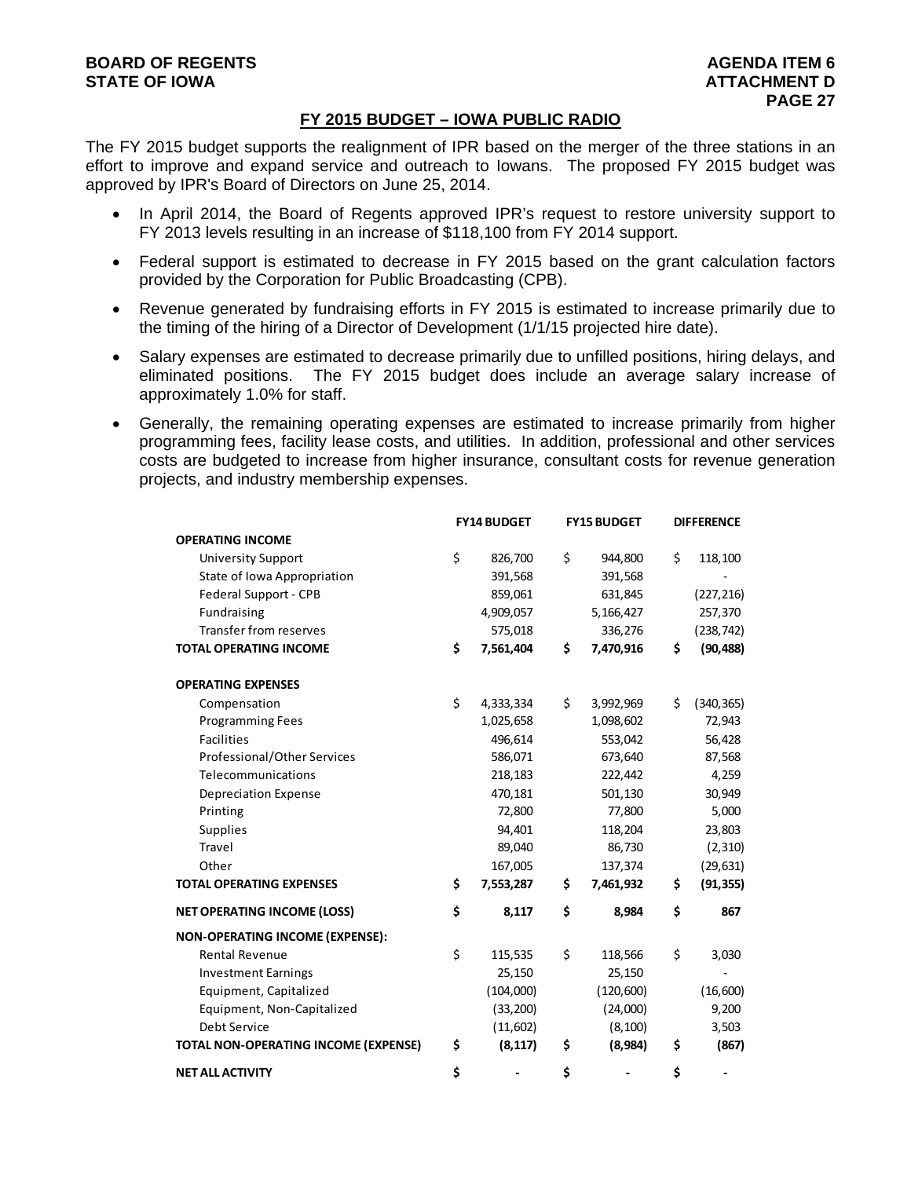## FY 2015 BUDGET – IOWA PUBLIC RADIO

The FY 2015 budget supports the realignment of IPR based on the merger of the three stations in an effort to improve and expand service and outreach to Iowans. The proposed FY 2015 budget was approved by IPR's Board of Directors on June 25, 2014.

- In April 2014, the Board of Regents approved IPR's request to restore university support to FY 2013 levels resulting in an increase of $118,100 from FY 2014 support.
- Federal support is estimated to decrease in FY 2015 based on the grant calculation factors provided by the Corporation for Public Broadcasting (CPB).
- Revenue generated by fundraising efforts in FY 2015 is estimated to increase primarily due to the timing of the hiring of a Director of Development (1/1/15 projected hire date).
- Salary expenses are estimated to decrease primarily due to unfilled positions, hiring delays, and eliminated positions. The FY 2015 budget does include an average salary increase of approximately 1.0% for staff.
- Generally, the remaining operating expenses are estimated to increase primarily from higher programming fees, facility lease costs, and utilities. In addition, professional and other services costs are budgeted to increase from higher insurance, consultant costs for revenue generation projects, and industry membership expenses.

| | FY14 BUDGET | FY15 BUDGET | DIFFERENCE |
|---|---|---|---|
| **OPERATING INCOME** | | | |
| University Support | $ 826,700 | $ 944,800 | $ 118,100 |
| State of Iowa Appropriation | 391,568 | 391,568 | - |
| Federal Support - CPB | 859,061 | 631,845 | (227,216) |
| Fundraising | 4,909,057 | 5,166,427 | 257,370 |
| Transfer from reserves | 575,018 | 336,276 | (238,742) |
| **TOTAL OPERATING INCOME** | **$ 7,561,404** | **$ 7,470,916** | **$ (90,488)** |
| | | | |
| **OPERATING EXPENSES** | | | |
| Compensation | $ 4,333,334 | $ 3,992,969 | $ (340,365) |
| Programming Fees | 1,025,658 | 1,098,602 | 72,943 |
| Facilities | 496,614 | 553,042 | 56,428 |
| Professional/Other Services | 586,071 | 673,640 | 87,568 |
| Telecommunications | 218,183 | 222,442 | 4,259 |
| Depreciation Expense | 470,181 | 501,130 | 30,949 |
| Printing | 72,800 | 77,800 | 5,000 |
| Supplies | 94,401 | 118,204 | 23,803 |
| Travel | 89,040 | 86,730 | (2,310) |
| Other | 167,005 | 137,374 | (29,631) |
| **TOTAL OPERATING EXPENSES** | **$ 7,553,287** | **$ 7,461,932** | **$ (91,355)** |
| | | | |
| **NET OPERATING INCOME (LOSS)** | **$ 8,117** | **$ 8,984** | **$ 867** |
| | | | |
| **NON-OPERATING INCOME (EXPENSE):** | | | |
| Rental Revenue | $ 115,535 | $ 118,566 | $ 3,030 |
| Investment Earnings | 25,150 | 25,150 | - |
| Equipment, Capitalized | (104,000) | (120,600) | (16,600) |
| Equipment, Non-Capitalized | (33,200) | (24,000) | 9,200 |
| Debt Service | (11,602) | (8,100) | 3,503 |
| **TOTAL NON-OPERATING INCOME (EXPENSE)** | **$ (8,117)** | **$ (8,984)** | **$ (867)** |
| | | | |
| **NET ALL ACTIVITY** | **$ -** | **$ -** | **$ -** |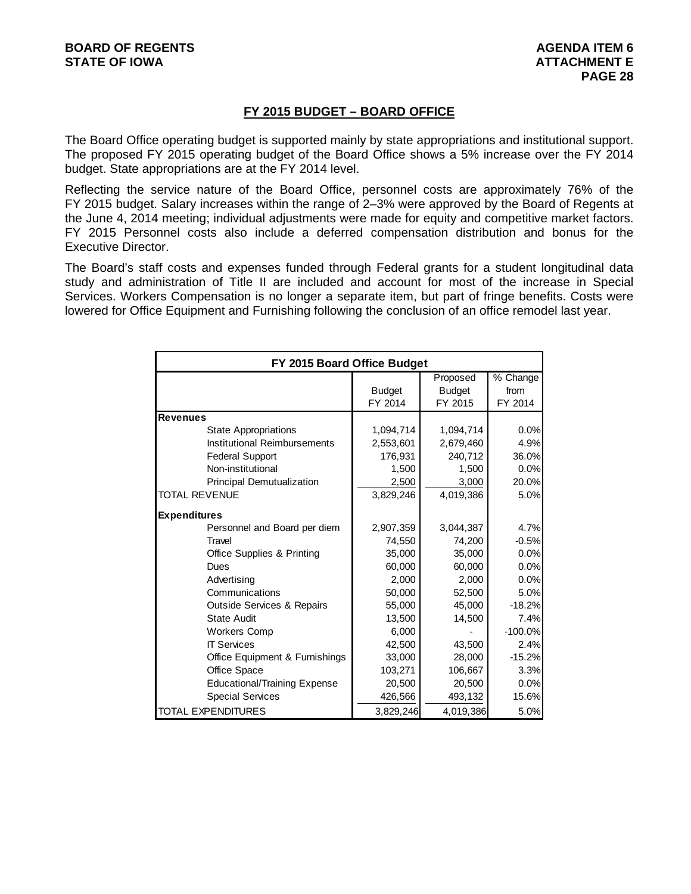## FY 2015 BUDGET – BOARD OFFICE

The Board Office operating budget is supported mainly by state appropriations and institutional support. The proposed FY 2015 operating budget of the Board Office shows a 5% increase over the FY 2014 budget. State appropriations are at the FY 2014 level.

Reflecting the service nature of the Board Office, personnel costs are approximately 76% of the FY 2015 budget. Salary increases within the range of 2–3% were approved by the Board of Regents at the June 4, 2014 meeting; individual adjustments were made for equity and competitive market factors. FY 2015 Personnel costs also include a deferred compensation distribution and bonus for the Executive Director.

The Board's staff costs and expenses funded through Federal grants for a student longitudinal data study and administration of Title II are included and account for most of the increase in Special Services. Workers Compensation is no longer a separate item, but part of fringe benefits. Costs were lowered for Office Equipment and Furnishing following the conclusion of an office remodel last year.

**FY 2015 Board Office Budget**

| | Budget FY 2014 | Proposed Budget FY 2015 | % Change from FY 2014 |
|---|---|---|---|
| **Revenues** | | | |
| State Appropriations | 1,094,714 | 1,094,714 | 0.0% |
| Institutional Reimbursements | 2,553,601 | 2,679,460 | 4.9% |
| Federal Support | 176,931 | 240,712 | 36.0% |
| Non-institutional | 1,500 | 1,500 | 0.0% |
| Principal Demutualization | 2,500 | 3,000 | 20.0% |
| TOTAL REVENUE | 3,829,246 | 4,019,386 | 5.0% |
| **Expenditures** | | | |
| Personnel and Board per diem | 2,907,359 | 3,044,387 | 4.7% |
| Travel | 74,550 | 74,200 | -0.5% |
| Office Supplies & Printing | 35,000 | 35,000 | 0.0% |
| Dues | 60,000 | 60,000 | 0.0% |
| Advertising | 2,000 | 2,000 | 0.0% |
| Communications | 50,000 | 52,500 | 5.0% |
| Outside Services & Repairs | 55,000 | 45,000 | -18.2% |
| State Audit | 13,500 | 14,500 | 7.4% |
| Workers Comp | 6,000 | - | -100.0% |
| IT Services | 42,500 | 43,500 | 2.4% |
| Office Equipment & Furnishings | 33,000 | 28,000 | -15.2% |
| Office Space | 103,271 | 106,667 | 3.3% |
| Educational/Training Expense | 20,500 | 20,500 | 0.0% |
| Special Services | 426,566 | 493,132 | 15.6% |
| TOTAL EXPENDITURES | 3,829,246 | 4,019,386 | 5.0% |